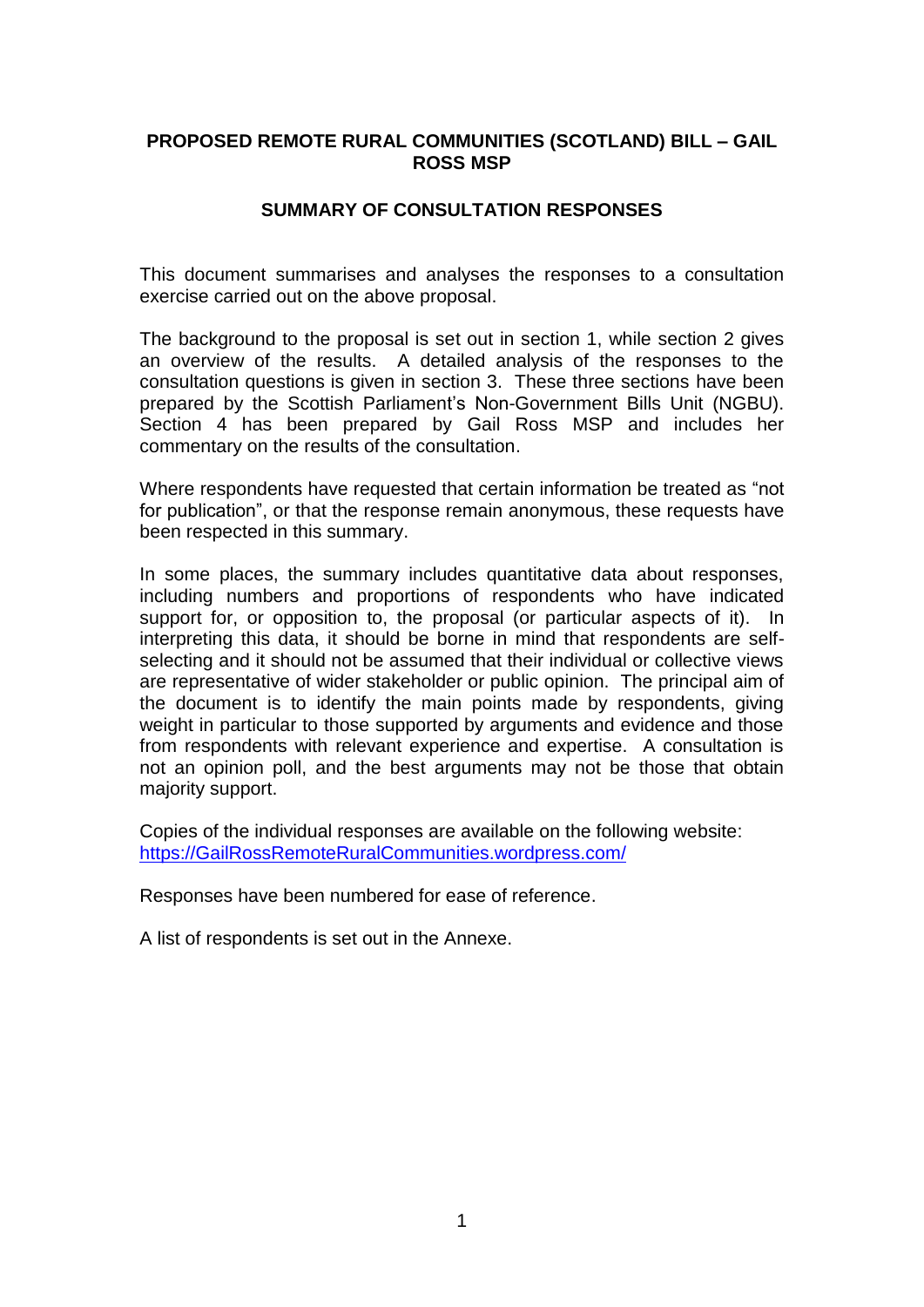# PROPOSED REMOTE RURAL COMMUNITIES (SCOTLAND) BILL – GAIL ROSS MSP

## SUMMARY OF CONSULTATION RESPONSES

This document summarises and analyses the responses to a consultation exercise carried out on the above proposal.

The background to the proposal is set out in section 1, while section 2 gives an overview of the results. A detailed analysis of the responses to the consultation questions is given in section 3. These three sections have been prepared by the Scottish Parliament's Non-Government Bills Unit (NGBU). Section 4 has been prepared by Gail Ross MSP and includes her commentary on the results of the consultation.

Where respondents have requested that certain information be treated as "not for publication", or that the response remain anonymous, these requests have been respected in this summary.

In some places, the summary includes quantitative data about responses, including numbers and proportions of respondents who have indicated support for, or opposition to, the proposal (or particular aspects of it). In interpreting this data, it should be borne in mind that respondents are self-selecting and it should not be assumed that their individual or collective views are representative of wider stakeholder or public opinion. The principal aim of the document is to identify the main points made by respondents, giving weight in particular to those supported by arguments and evidence and those from respondents with relevant experience and expertise. A consultation is not an opinion poll, and the best arguments may not be those that obtain majority support.

Copies of the individual responses are available on the following website:
[https://GailRossRemoteRuralCommunities.wordpress.com/](https://GailRossRemoteRuralCommunities.wordpress.com/)

Responses have been numbered for ease of reference.

A list of respondents is set out in the Annexe.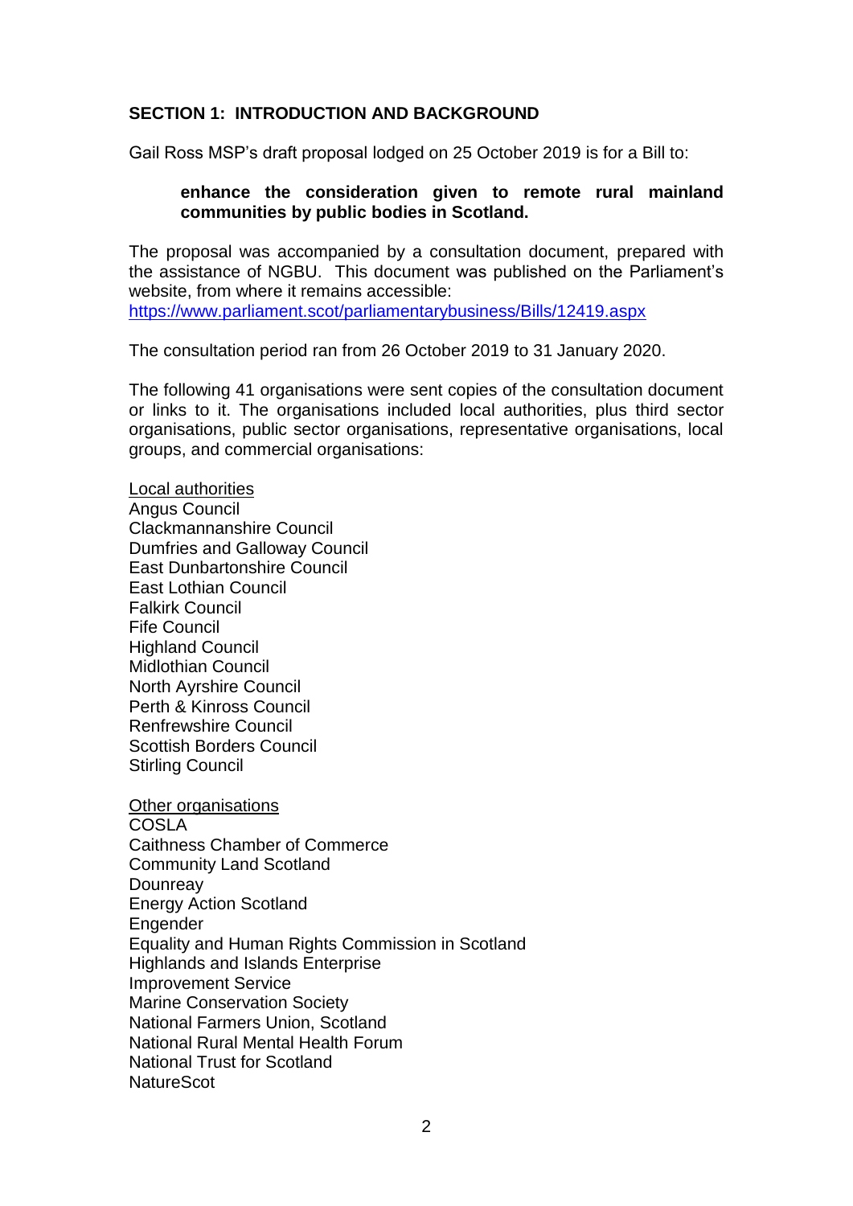## SECTION 1: INTRODUCTION AND BACKGROUND

Gail Ross MSP's draft proposal lodged on 25 October 2019 is for a Bill to:

> **enhance the consideration given to remote rural mainland communities by public bodies in Scotland.**

The proposal was accompanied by a consultation document, prepared with the assistance of NGBU. This document was published on the Parliament's website, from where it remains accessible: [https://www.parliament.scot/parliamentarybusiness/Bills/12419.aspx](https://www.parliament.scot/parliamentarybusiness/Bills/12419.aspx)

The consultation period ran from 26 October 2019 to 31 January 2020.

The following 41 organisations were sent copies of the consultation document or links to it. The organisations included local authorities, plus third sector organisations, public sector organisations, representative organisations, local groups, and commercial organisations:

<u>Local authorities</u>
Angus Council
Clackmannanshire Council
Dumfries and Galloway Council
East Dunbartonshire Council
East Lothian Council
Falkirk Council
Fife Council
Highland Council
Midlothian Council
North Ayrshire Council
Perth & Kinross Council
Renfrewshire Council
Scottish Borders Council
Stirling Council

<u>Other organisations</u>
COSLA
Caithness Chamber of Commerce
Community Land Scotland
Dounreay
Energy Action Scotland
Engender
Equality and Human Rights Commission in Scotland
Highlands and Islands Enterprise
Improvement Service
Marine Conservation Society
National Farmers Union, Scotland
National Rural Mental Health Forum
National Trust for Scotland
NatureScot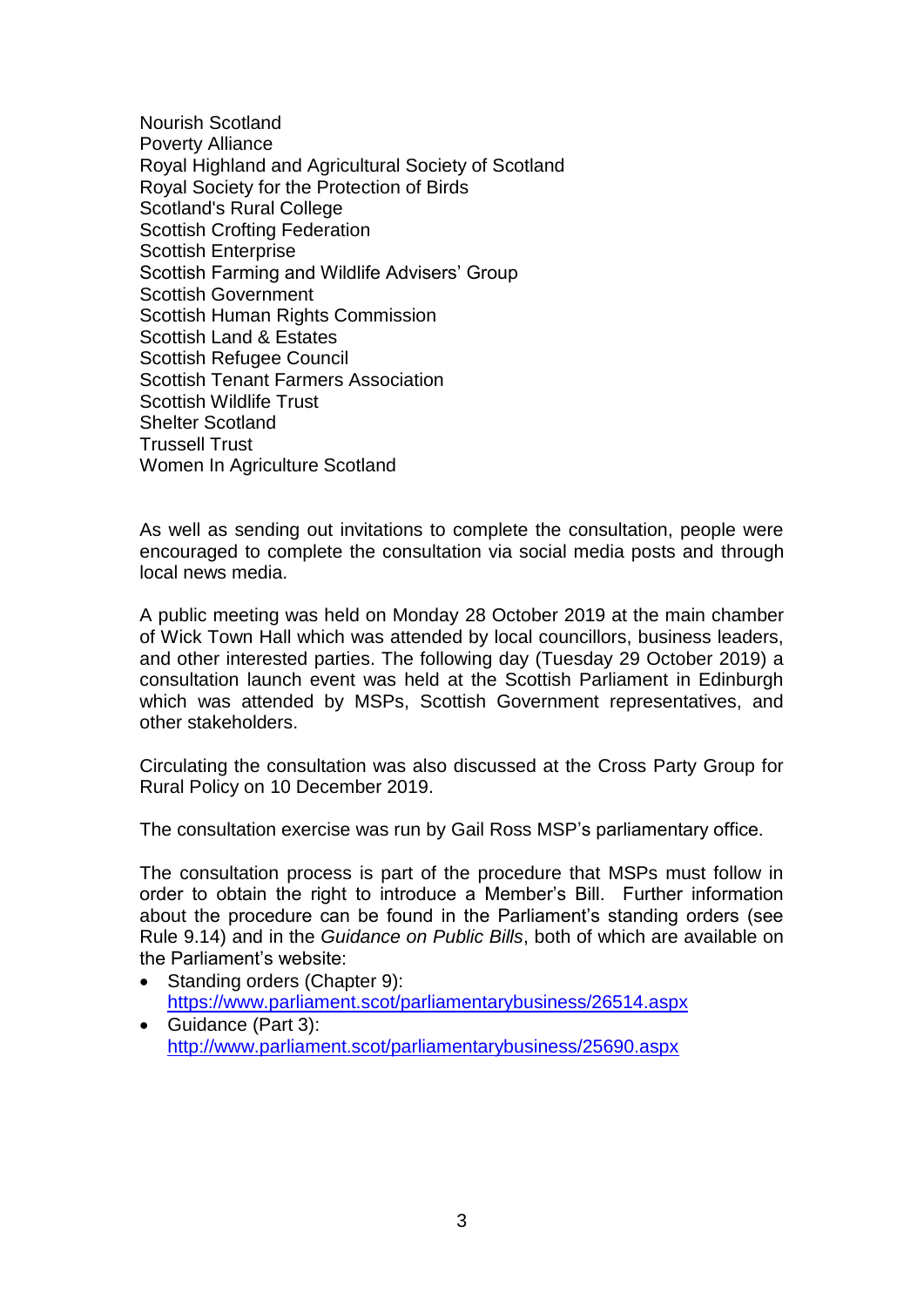Nourish Scotland
Poverty Alliance
Royal Highland and Agricultural Society of Scotland
Royal Society for the Protection of Birds
Scotland's Rural College
Scottish Crofting Federation
Scottish Enterprise
Scottish Farming and Wildlife Advisers' Group
Scottish Government
Scottish Human Rights Commission
Scottish Land & Estates
Scottish Refugee Council
Scottish Tenant Farmers Association
Scottish Wildlife Trust
Shelter Scotland
Trussell Trust
Women In Agriculture Scotland

As well as sending out invitations to complete the consultation, people were encouraged to complete the consultation via social media posts and through local news media.

A public meeting was held on Monday 28 October 2019 at the main chamber of Wick Town Hall which was attended by local councillors, business leaders, and other interested parties. The following day (Tuesday 29 October 2019) a consultation launch event was held at the Scottish Parliament in Edinburgh which was attended by MSPs, Scottish Government representatives, and other stakeholders.

Circulating the consultation was also discussed at the Cross Party Group for Rural Policy on 10 December 2019.

The consultation exercise was run by Gail Ross MSP's parliamentary office.

The consultation process is part of the procedure that MSPs must follow in order to obtain the right to introduce a Member's Bill. Further information about the procedure can be found in the Parliament's standing orders (see Rule 9.14) and in the *Guidance on Public Bills*, both of which are available on the Parliament's website:

- Standing orders (Chapter 9): https://www.parliament.scot/parliamentarybusiness/26514.aspx
- Guidance (Part 3): http://www.parliament.scot/parliamentarybusiness/25690.aspx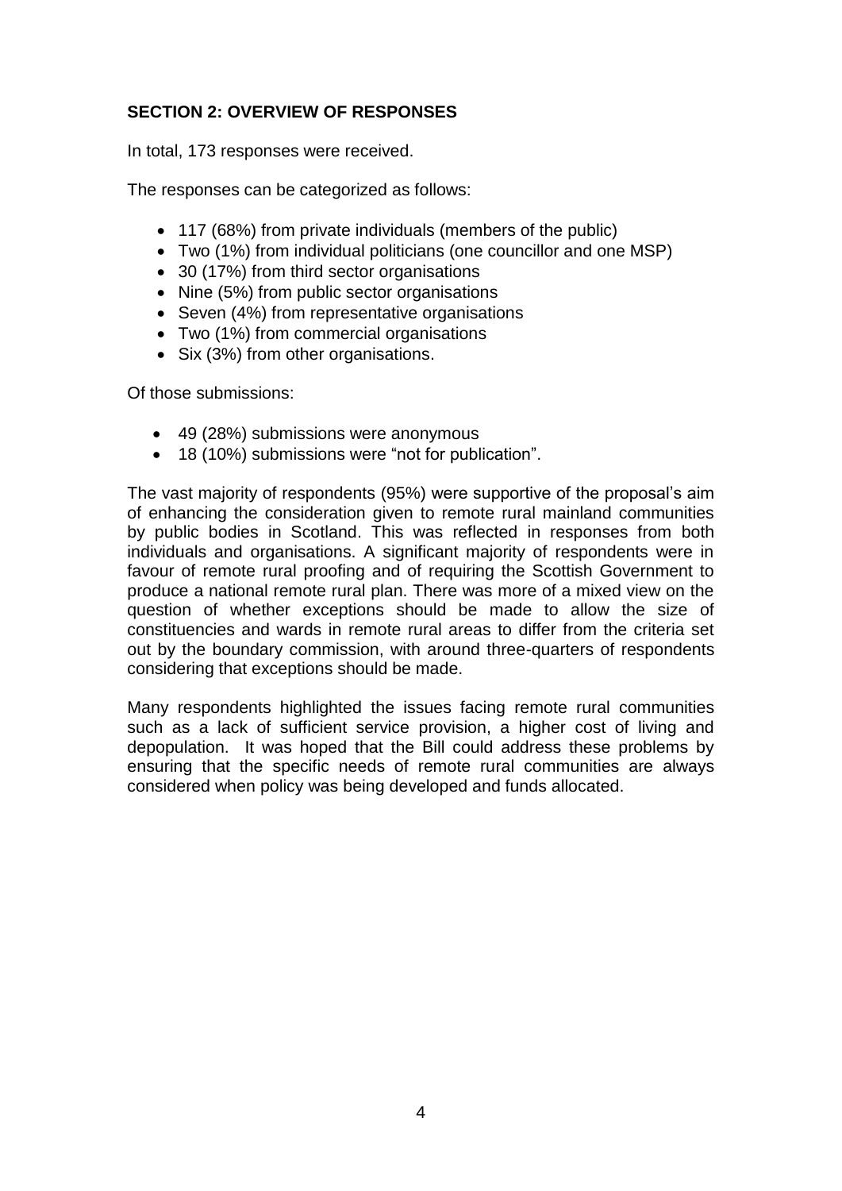## SECTION 2: OVERVIEW OF RESPONSES

In total, 173 responses were received.

The responses can be categorized as follows:

- 117 (68%) from private individuals (members of the public)
- Two (1%) from individual politicians (one councillor and one MSP)
- 30 (17%) from third sector organisations
- Nine (5%) from public sector organisations
- Seven (4%) from representative organisations
- Two (1%) from commercial organisations
- Six (3%) from other organisations.

Of those submissions:

- 49 (28%) submissions were anonymous
- 18 (10%) submissions were "not for publication".

The vast majority of respondents (95%) were supportive of the proposal's aim of enhancing the consideration given to remote rural mainland communities by public bodies in Scotland. This was reflected in responses from both individuals and organisations. A significant majority of respondents were in favour of remote rural proofing and of requiring the Scottish Government to produce a national remote rural plan. There was more of a mixed view on the question of whether exceptions should be made to allow the size of constituencies and wards in remote rural areas to differ from the criteria set out by the boundary commission, with around three-quarters of respondents considering that exceptions should be made.

Many respondents highlighted the issues facing remote rural communities such as a lack of sufficient service provision, a higher cost of living and depopulation. It was hoped that the Bill could address these problems by ensuring that the specific needs of remote rural communities are always considered when policy was being developed and funds allocated.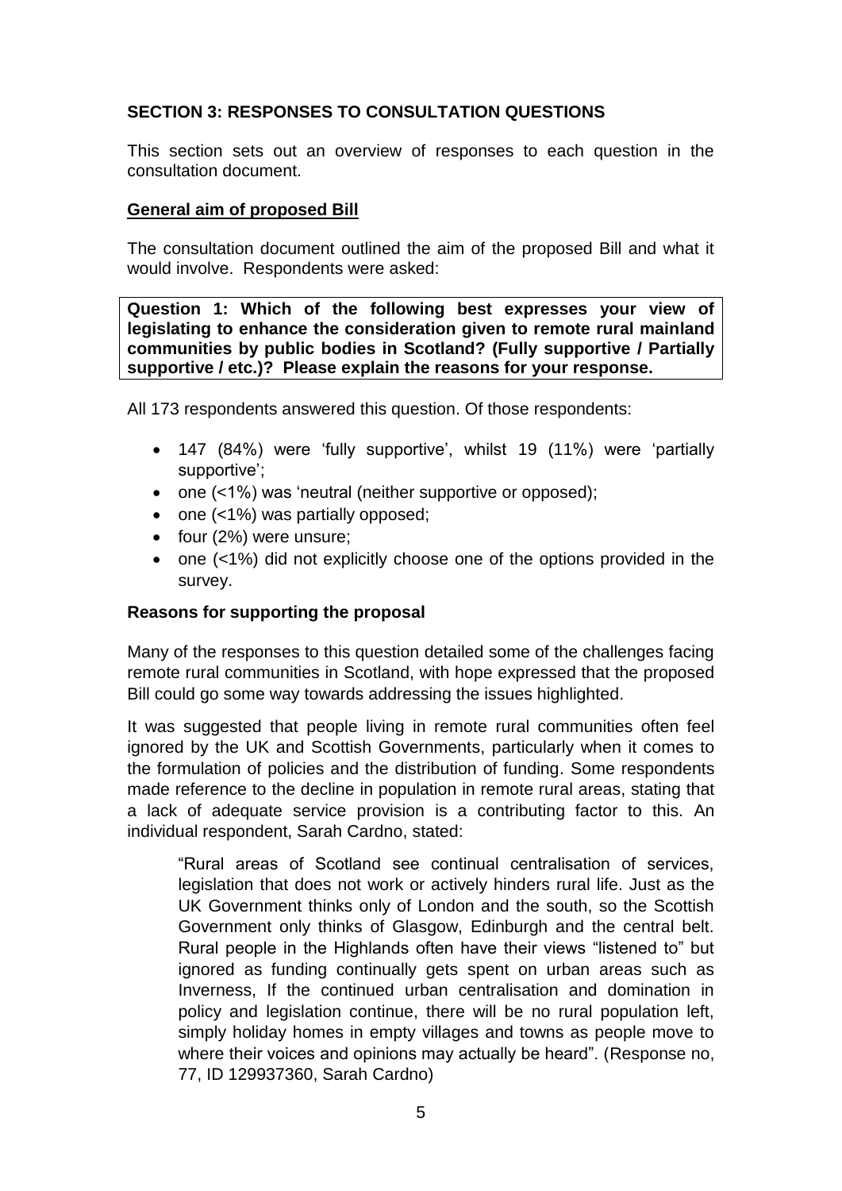## SECTION 3: RESPONSES TO CONSULTATION QUESTIONS

This section sets out an overview of responses to each question in the consultation document.

### General aim of proposed Bill

The consultation document outlined the aim of the proposed Bill and what it would involve. Respondents were asked:

**Question 1: Which of the following best expresses your view of legislating to enhance the consideration given to remote rural mainland communities by public bodies in Scotland? (Fully supportive / Partially supportive / etc.)? Please explain the reasons for your response.**

All 173 respondents answered this question. Of those respondents:

- 147 (84%) were 'fully supportive', whilst 19 (11%) were 'partially supportive';
- one (<1%) was 'neutral (neither supportive or opposed);
- one (<1%) was partially opposed;
- four (2%) were unsure;
- one (<1%) did not explicitly choose one of the options provided in the survey.

### Reasons for supporting the proposal

Many of the responses to this question detailed some of the challenges facing remote rural communities in Scotland, with hope expressed that the proposed Bill could go some way towards addressing the issues highlighted.

It was suggested that people living in remote rural communities often feel ignored by the UK and Scottish Governments, particularly when it comes to the formulation of policies and the distribution of funding. Some respondents made reference to the decline in population in remote rural areas, stating that a lack of adequate service provision is a contributing factor to this. An individual respondent, Sarah Cardno, stated:

> "Rural areas of Scotland see continual centralisation of services, legislation that does not work or actively hinders rural life. Just as the UK Government thinks only of London and the south, so the Scottish Government only thinks of Glasgow, Edinburgh and the central belt. Rural people in the Highlands often have their views "listened to" but ignored as funding continually gets spent on urban areas such as Inverness, If the continued urban centralisation and domination in policy and legislation continue, there will be no rural population left, simply holiday homes in empty villages and towns as people move to where their voices and opinions may actually be heard". (Response no, 77, ID 129937360, Sarah Cardno)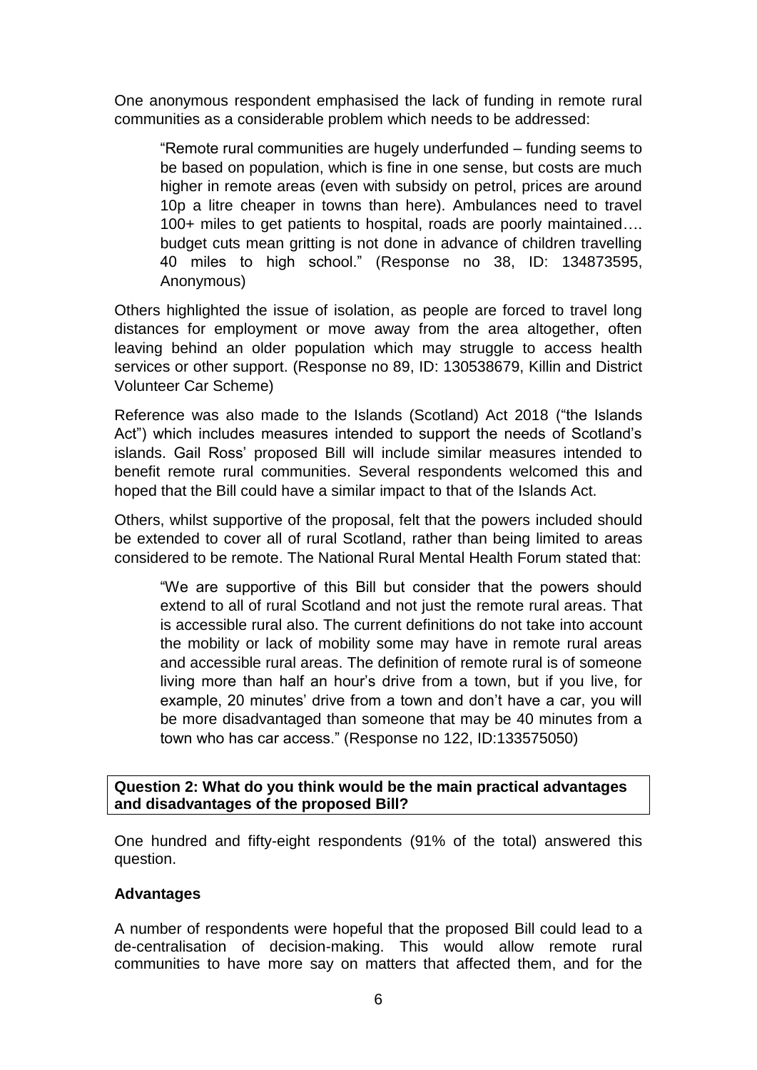One anonymous respondent emphasised the lack of funding in remote rural communities as a considerable problem which needs to be addressed:

> "Remote rural communities are hugely underfunded – funding seems to be based on population, which is fine in one sense, but costs are much higher in remote areas (even with subsidy on petrol, prices are around 10p a litre cheaper in towns than here). Ambulances need to travel 100+ miles to get patients to hospital, roads are poorly maintained…. budget cuts mean gritting is not done in advance of children travelling 40 miles to high school." (Response no 38, ID: 134873595, Anonymous)

Others highlighted the issue of isolation, as people are forced to travel long distances for employment or move away from the area altogether, often leaving behind an older population which may struggle to access health services or other support. (Response no 89, ID: 130538679, Killin and District Volunteer Car Scheme)

Reference was also made to the Islands (Scotland) Act 2018 ("the Islands Act") which includes measures intended to support the needs of Scotland's islands. Gail Ross' proposed Bill will include similar measures intended to benefit remote rural communities. Several respondents welcomed this and hoped that the Bill could have a similar impact to that of the Islands Act.

Others, whilst supportive of the proposal, felt that the powers included should be extended to cover all of rural Scotland, rather than being limited to areas considered to be remote. The National Rural Mental Health Forum stated that:

> "We are supportive of this Bill but consider that the powers should extend to all of rural Scotland and not just the remote rural areas. That is accessible rural also. The current definitions do not take into account the mobility or lack of mobility some may have in remote rural areas and accessible rural areas. The definition of remote rural is of someone living more than half an hour's drive from a town, but if you live, for example, 20 minutes' drive from a town and don't have a car, you will be more disadvantaged than someone that may be 40 minutes from a town who has car access." (Response no 122, ID:133575050)

**Question 2: What do you think would be the main practical advantages and disadvantages of the proposed Bill?**

One hundred and fifty-eight respondents (91% of the total) answered this question.

**Advantages**

A number of respondents were hopeful that the proposed Bill could lead to a de-centralisation of decision-making. This would allow remote rural communities to have more say on matters that affected them, and for the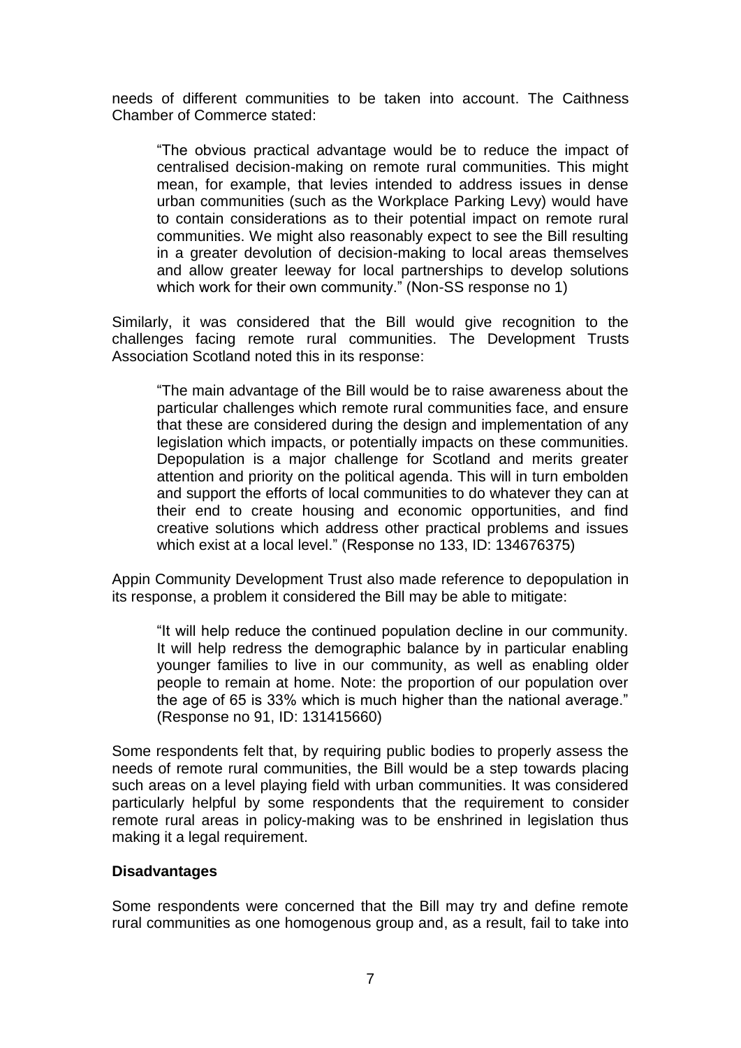needs of different communities to be taken into account. The Caithness Chamber of Commerce stated:

> "The obvious practical advantage would be to reduce the impact of centralised decision-making on remote rural communities. This might mean, for example, that levies intended to address issues in dense urban communities (such as the Workplace Parking Levy) would have to contain considerations as to their potential impact on remote rural communities. We might also reasonably expect to see the Bill resulting in a greater devolution of decision-making to local areas themselves and allow greater leeway for local partnerships to develop solutions which work for their own community." (Non-SS response no 1)

Similarly, it was considered that the Bill would give recognition to the challenges facing remote rural communities. The Development Trusts Association Scotland noted this in its response:

> "The main advantage of the Bill would be to raise awareness about the particular challenges which remote rural communities face, and ensure that these are considered during the design and implementation of any legislation which impacts, or potentially impacts on these communities. Depopulation is a major challenge for Scotland and merits greater attention and priority on the political agenda. This will in turn embolden and support the efforts of local communities to do whatever they can at their end to create housing and economic opportunities, and find creative solutions which address other practical problems and issues which exist at a local level." (Response no 133, ID: 134676375)

Appin Community Development Trust also made reference to depopulation in its response, a problem it considered the Bill may be able to mitigate:

> "It will help reduce the continued population decline in our community. It will help redress the demographic balance by in particular enabling younger families to live in our community, as well as enabling older people to remain at home. Note: the proportion of our population over the age of 65 is 33% which is much higher than the national average." (Response no 91, ID: 131415660)

Some respondents felt that, by requiring public bodies to properly assess the needs of remote rural communities, the Bill would be a step towards placing such areas on a level playing field with urban communities. It was considered particularly helpful by some respondents that the requirement to consider remote rural areas in policy-making was to be enshrined in legislation thus making it a legal requirement.

**Disadvantages**

Some respondents were concerned that the Bill may try and define remote rural communities as one homogenous group and, as a result, fail to take into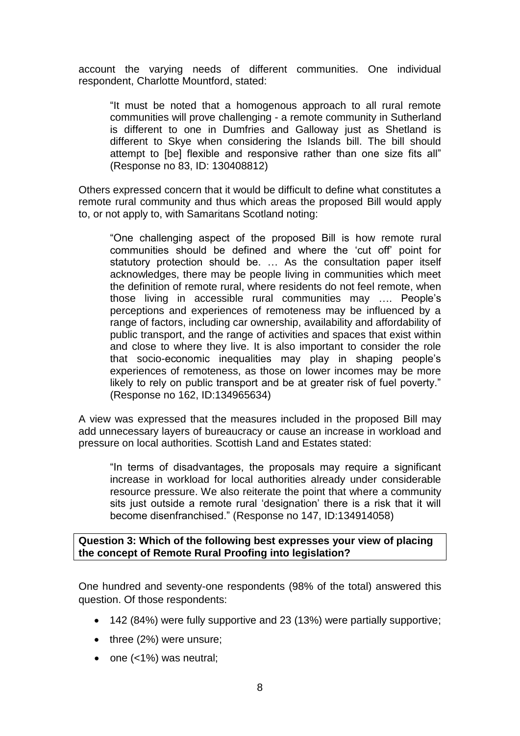account the varying needs of different communities. One individual respondent, Charlotte Mountford, stated:

> "It must be noted that a homogenous approach to all rural remote communities will prove challenging - a remote community in Sutherland is different to one in Dumfries and Galloway just as Shetland is different to Skye when considering the Islands bill. The bill should attempt to [be] flexible and responsive rather than one size fits all" (Response no 83, ID: 130408812)

Others expressed concern that it would be difficult to define what constitutes a remote rural community and thus which areas the proposed Bill would apply to, or not apply to, with Samaritans Scotland noting:

> "One challenging aspect of the proposed Bill is how remote rural communities should be defined and where the 'cut off' point for statutory protection should be. … As the consultation paper itself acknowledges, there may be people living in communities which meet the definition of remote rural, where residents do not feel remote, when those living in accessible rural communities may …. People's perceptions and experiences of remoteness may be influenced by a range of factors, including car ownership, availability and affordability of public transport, and the range of activities and spaces that exist within and close to where they live. It is also important to consider the role that socio-economic inequalities may play in shaping people's experiences of remoteness, as those on lower incomes may be more likely to rely on public transport and be at greater risk of fuel poverty." (Response no 162, ID:134965634)

A view was expressed that the measures included in the proposed Bill may add unnecessary layers of bureaucracy or cause an increase in workload and pressure on local authorities. Scottish Land and Estates stated:

> "In terms of disadvantages, the proposals may require a significant increase in workload for local authorities already under considerable resource pressure. We also reiterate the point that where a community sits just outside a remote rural 'designation' there is a risk that it will become disenfranchised." (Response no 147, ID:134914058)

**Question 3: Which of the following best expresses your view of placing the concept of Remote Rural Proofing into legislation?**

One hundred and seventy-one respondents (98% of the total) answered this question. Of those respondents:

- 142 (84%) were fully supportive and 23 (13%) were partially supportive;
- three (2%) were unsure;
- one (<1%) was neutral;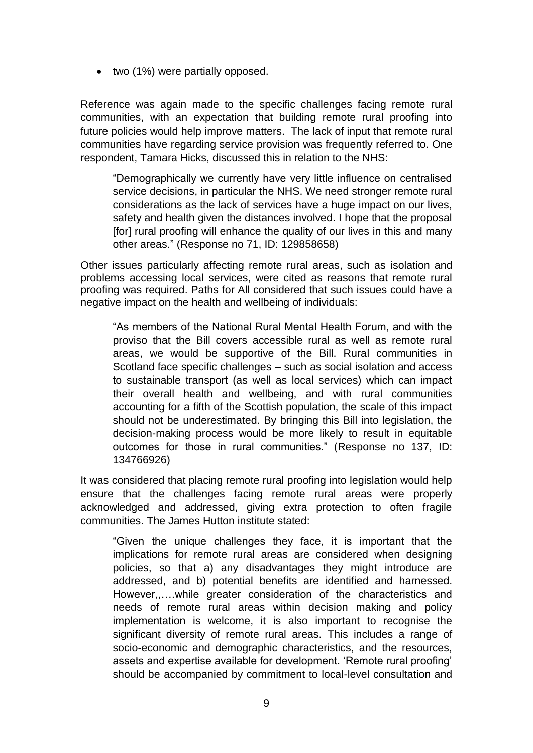- two (1%) were partially opposed.

Reference was again made to the specific challenges facing remote rural communities, with an expectation that building remote rural proofing into future policies would help improve matters. The lack of input that remote rural communities have regarding service provision was frequently referred to. One respondent, Tamara Hicks, discussed this in relation to the NHS:

> "Demographically we currently have very little influence on centralised service decisions, in particular the NHS. We need stronger remote rural considerations as the lack of services have a huge impact on our lives, safety and health given the distances involved. I hope that the proposal [for] rural proofing will enhance the quality of our lives in this and many other areas." (Response no 71, ID: 129858658)

Other issues particularly affecting remote rural areas, such as isolation and problems accessing local services, were cited as reasons that remote rural proofing was required. Paths for All considered that such issues could have a negative impact on the health and wellbeing of individuals:

> "As members of the National Rural Mental Health Forum, and with the proviso that the Bill covers accessible rural as well as remote rural areas, we would be supportive of the Bill. Rural communities in Scotland face specific challenges – such as social isolation and access to sustainable transport (as well as local services) which can impact their overall health and wellbeing, and with rural communities accounting for a fifth of the Scottish population, the scale of this impact should not be underestimated. By bringing this Bill into legislation, the decision-making process would be more likely to result in equitable outcomes for those in rural communities." (Response no 137, ID: 134766926)

It was considered that placing remote rural proofing into legislation would help ensure that the challenges facing remote rural areas were properly acknowledged and addressed, giving extra protection to often fragile communities. The James Hutton institute stated:

> "Given the unique challenges they face, it is important that the implications for remote rural areas are considered when designing policies, so that a) any disadvantages they might introduce are addressed, and b) potential benefits are identified and harnessed. However,,,….while greater consideration of the characteristics and needs of remote rural areas within decision making and policy implementation is welcome, it is also important to recognise the significant diversity of remote rural areas. This includes a range of socio-economic and demographic characteristics, and the resources, assets and expertise available for development. 'Remote rural proofing' should be accompanied by commitment to local-level consultation and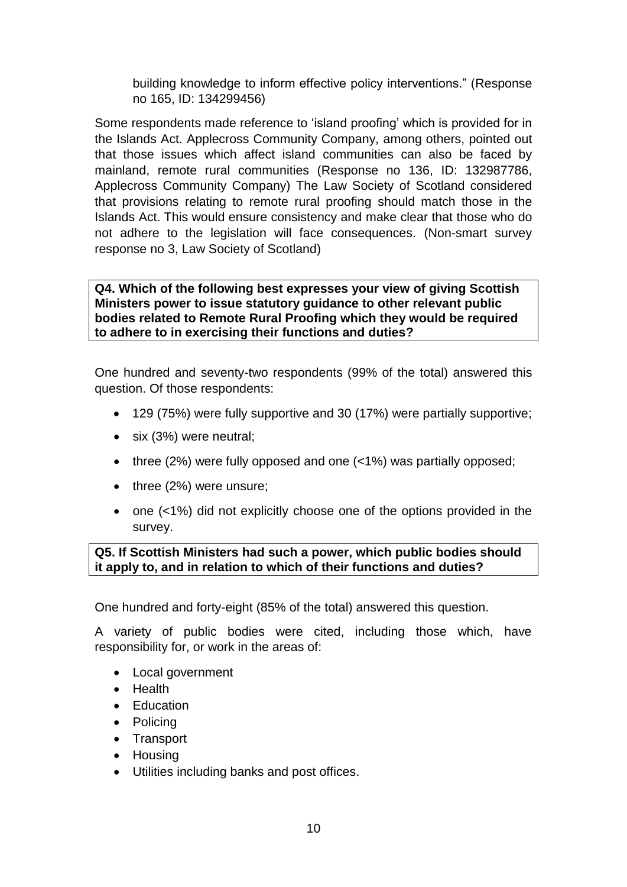building knowledge to inform effective policy interventions." (Response no 165, ID: 134299456)

Some respondents made reference to 'island proofing' which is provided for in the Islands Act. Applecross Community Company, among others, pointed out that those issues which affect island communities can also be faced by mainland, remote rural communities (Response no 136, ID: 132987786, Applecross Community Company) The Law Society of Scotland considered that provisions relating to remote rural proofing should match those in the Islands Act. This would ensure consistency and make clear that those who do not adhere to the legislation will face consequences. (Non-smart survey response no 3, Law Society of Scotland)

**Q4. Which of the following best expresses your view of giving Scottish Ministers power to issue statutory guidance to other relevant public bodies related to Remote Rural Proofing which they would be required to adhere to in exercising their functions and duties?**

One hundred and seventy-two respondents (99% of the total) answered this question. Of those respondents:

- 129 (75%) were fully supportive and 30 (17%) were partially supportive;
- six (3%) were neutral;
- three (2%) were fully opposed and one (<1%) was partially opposed;
- three (2%) were unsure;
- one (<1%) did not explicitly choose one of the options provided in the survey.

**Q5. If Scottish Ministers had such a power, which public bodies should it apply to, and in relation to which of their functions and duties?**

One hundred and forty-eight (85% of the total) answered this question.

A variety of public bodies were cited, including those which, have responsibility for, or work in the areas of:

- Local government
- Health
- Education
- Policing
- Transport
- Housing
- Utilities including banks and post offices.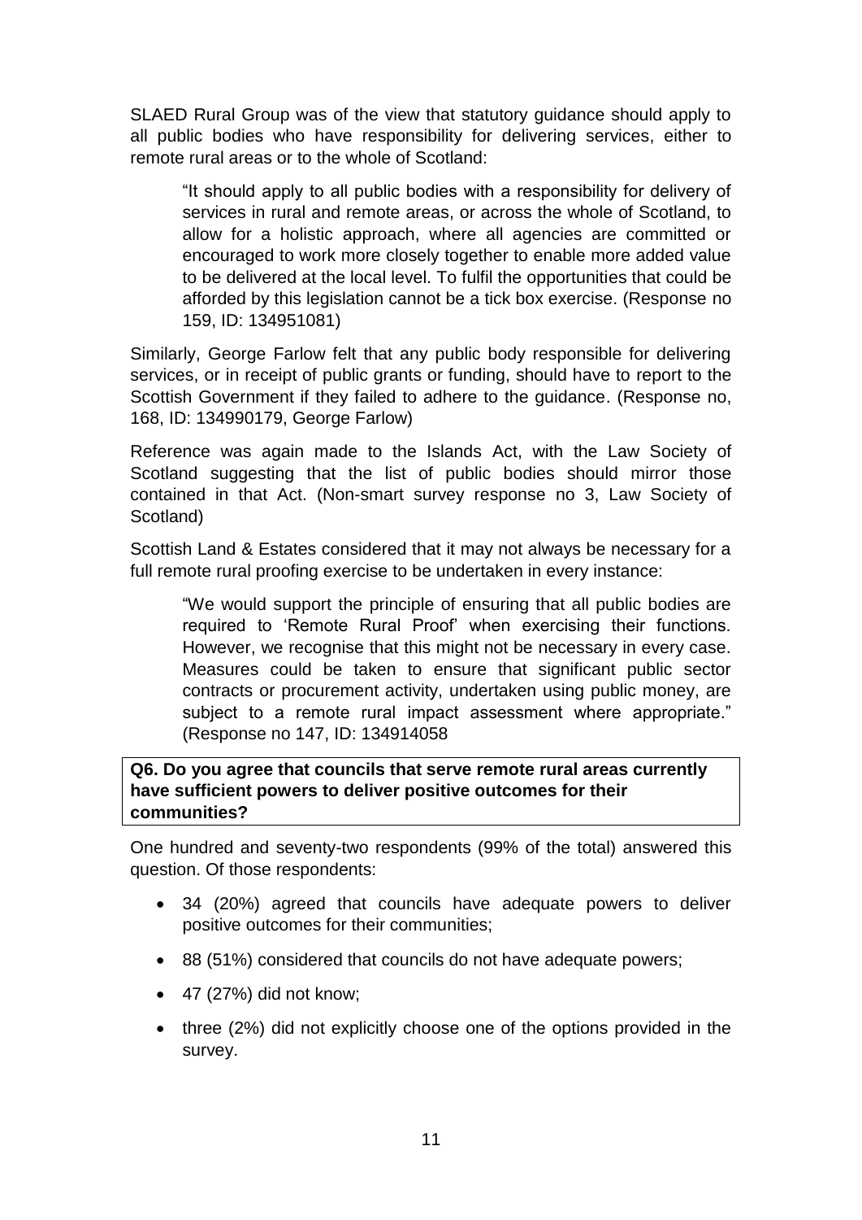SLAED Rural Group was of the view that statutory guidance should apply to all public bodies who have responsibility for delivering services, either to remote rural areas or to the whole of Scotland:

> "It should apply to all public bodies with a responsibility for delivery of services in rural and remote areas, or across the whole of Scotland, to allow for a holistic approach, where all agencies are committed or encouraged to work more closely together to enable more added value to be delivered at the local level. To fulfil the opportunities that could be afforded by this legislation cannot be a tick box exercise. (Response no 159, ID: 134951081)

Similarly, George Farlow felt that any public body responsible for delivering services, or in receipt of public grants or funding, should have to report to the Scottish Government if they failed to adhere to the guidance. (Response no, 168, ID: 134990179, George Farlow)

Reference was again made to the Islands Act, with the Law Society of Scotland suggesting that the list of public bodies should mirror those contained in that Act. (Non-smart survey response no 3, Law Society of Scotland)

Scottish Land & Estates considered that it may not always be necessary for a full remote rural proofing exercise to be undertaken in every instance:

> "We would support the principle of ensuring that all public bodies are required to 'Remote Rural Proof' when exercising their functions. However, we recognise that this might not be necessary in every case. Measures could be taken to ensure that significant public sector contracts or procurement activity, undertaken using public money, are subject to a remote rural impact assessment where appropriate." (Response no 147, ID: 134914058

**Q6. Do you agree that councils that serve remote rural areas currently have sufficient powers to deliver positive outcomes for their communities?**

One hundred and seventy-two respondents (99% of the total) answered this question. Of those respondents:

- 34 (20%) agreed that councils have adequate powers to deliver positive outcomes for their communities;
- 88 (51%) considered that councils do not have adequate powers;
- 47 (27%) did not know;
- three (2%) did not explicitly choose one of the options provided in the survey.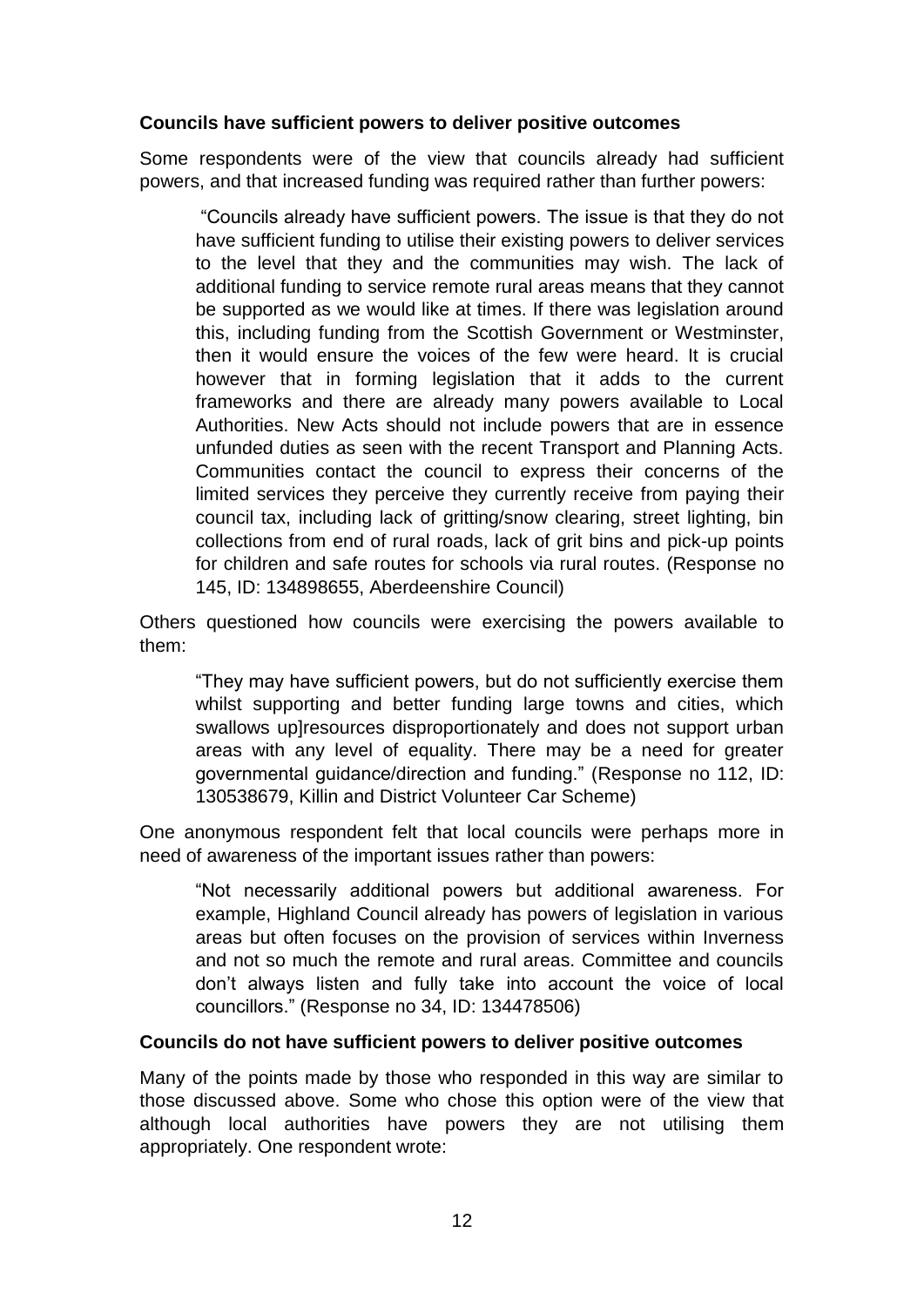**Councils have sufficient powers to deliver positive outcomes**

Some respondents were of the view that councils already had sufficient powers, and that increased funding was required rather than further powers:

> "Councils already have sufficient powers. The issue is that they do not have sufficient funding to utilise their existing powers to deliver services to the level that they and the communities may wish. The lack of additional funding to service remote rural areas means that they cannot be supported as we would like at times. If there was legislation around this, including funding from the Scottish Government or Westminster, then it would ensure the voices of the few were heard. It is crucial however that in forming legislation that it adds to the current frameworks and there are already many powers available to Local Authorities. New Acts should not include powers that are in essence unfunded duties as seen with the recent Transport and Planning Acts. Communities contact the council to express their concerns of the limited services they perceive they currently receive from paying their council tax, including lack of gritting/snow clearing, street lighting, bin collections from end of rural roads, lack of grit bins and pick-up points for children and safe routes for schools via rural routes. (Response no 145, ID: 134898655, Aberdeenshire Council)

Others questioned how councils were exercising the powers available to them:

> "They may have sufficient powers, but do not sufficiently exercise them whilst supporting and better funding large towns and cities, which swallows up]resources disproportionately and does not support urban areas with any level of equality. There may be a need for greater governmental guidance/direction and funding." (Response no 112, ID: 130538679, Killin and District Volunteer Car Scheme)

One anonymous respondent felt that local councils were perhaps more in need of awareness of the important issues rather than powers:

> "Not necessarily additional powers but additional awareness. For example, Highland Council already has powers of legislation in various areas but often focuses on the provision of services within Inverness and not so much the remote and rural areas. Committee and councils don't always listen and fully take into account the voice of local councillors." (Response no 34, ID: 134478506)

**Councils do not have sufficient powers to deliver positive outcomes**

Many of the points made by those who responded in this way are similar to those discussed above. Some who chose this option were of the view that although local authorities have powers they are not utilising them appropriately. One respondent wrote: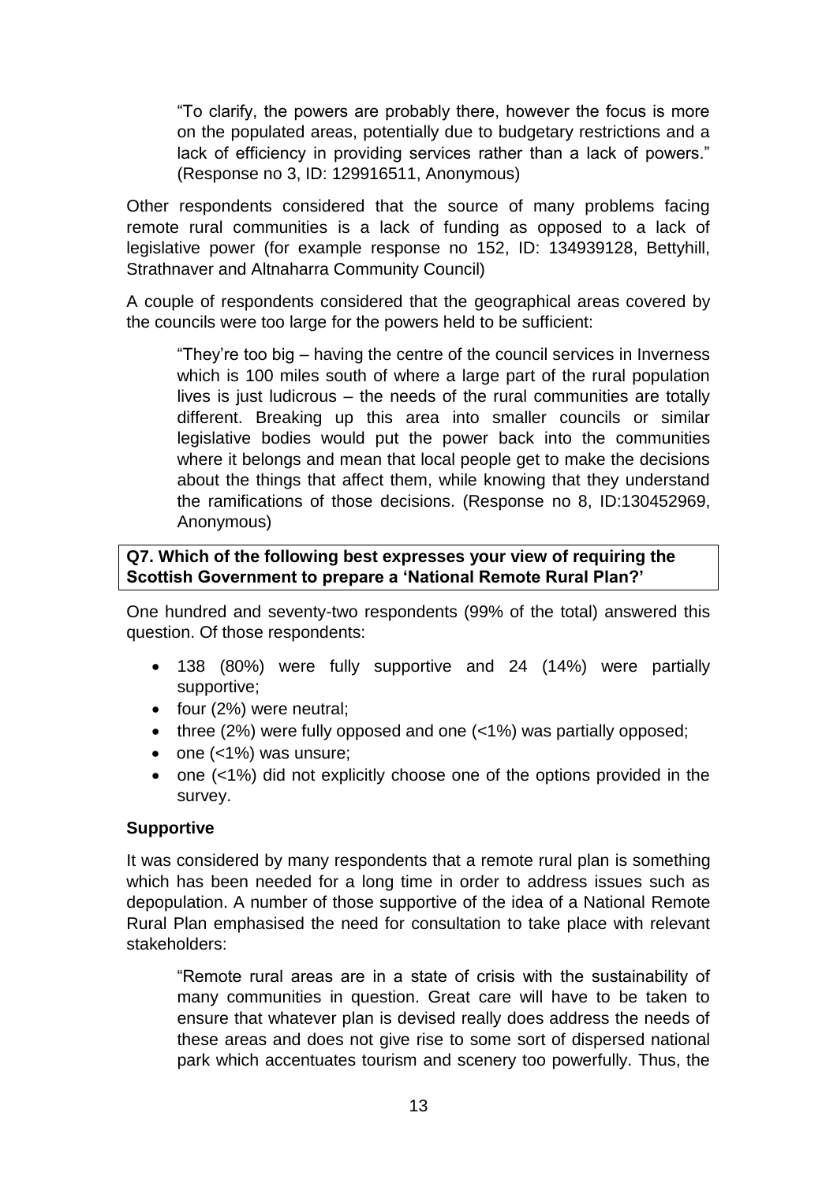> "To clarify, the powers are probably there, however the focus is more on the populated areas, potentially due to budgetary restrictions and a lack of efficiency in providing services rather than a lack of powers." (Response no 3, ID: 129916511, Anonymous)

Other respondents considered that the source of many problems facing remote rural communities is a lack of funding as opposed to a lack of legislative power (for example response no 152, ID: 134939128, Bettyhill, Strathnaver and Altnaharra Community Council)

A couple of respondents considered that the geographical areas covered by the councils were too large for the powers held to be sufficient:

> "They're too big – having the centre of the council services in Inverness which is 100 miles south of where a large part of the rural population lives is just ludicrous – the needs of the rural communities are totally different. Breaking up this area into smaller councils or similar legislative bodies would put the power back into the communities where it belongs and mean that local people get to make the decisions about the things that affect them, while knowing that they understand the ramifications of those decisions. (Response no 8, ID:130452969, Anonymous)

**Q7. Which of the following best expresses your view of requiring the Scottish Government to prepare a 'National Remote Rural Plan?'**

One hundred and seventy-two respondents (99% of the total) answered this question. Of those respondents:

- 138 (80%) were fully supportive and 24 (14%) were partially supportive;
- four (2%) were neutral;
- three (2%) were fully opposed and one (<1%) was partially opposed;
- one (<1%) was unsure;
- one (<1%) did not explicitly choose one of the options provided in the survey.

**Supportive**

It was considered by many respondents that a remote rural plan is something which has been needed for a long time in order to address issues such as depopulation. A number of those supportive of the idea of a National Remote Rural Plan emphasised the need for consultation to take place with relevant stakeholders:

> "Remote rural areas are in a state of crisis with the sustainability of many communities in question. Great care will have to be taken to ensure that whatever plan is devised really does address the needs of these areas and does not give rise to some sort of dispersed national park which accentuates tourism and scenery too powerfully. Thus, the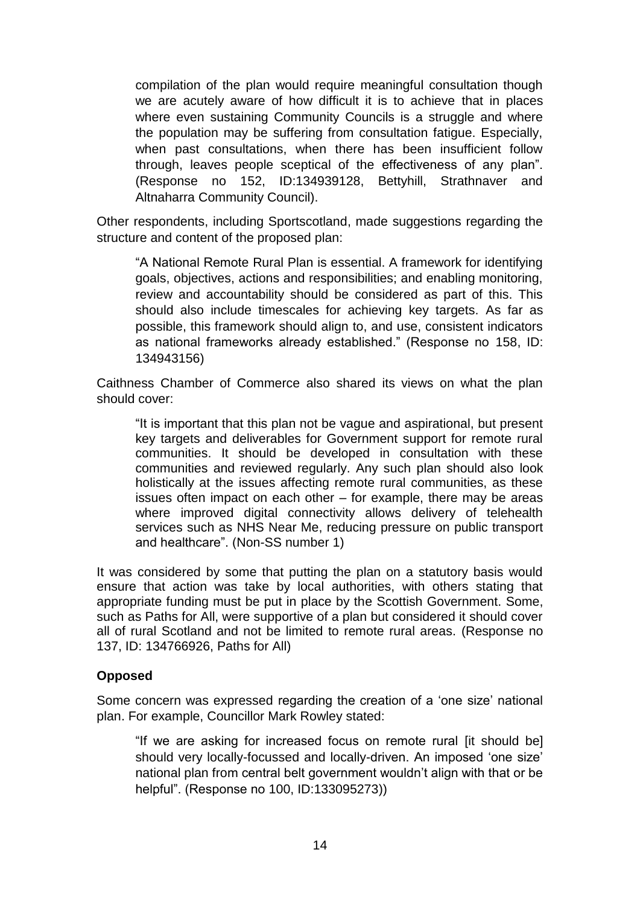> compilation of the plan would require meaningful consultation though we are acutely aware of how difficult it is to achieve that in places where even sustaining Community Councils is a struggle and where the population may be suffering from consultation fatigue. Especially, when past consultations, when there has been insufficient follow through, leaves people sceptical of the effectiveness of any plan". (Response no 152, ID:134939128, Bettyhill, Strathnaver and Altnaharra Community Council).

Other respondents, including Sportscotland, made suggestions regarding the structure and content of the proposed plan:

> "A National Remote Rural Plan is essential. A framework for identifying goals, objectives, actions and responsibilities; and enabling monitoring, review and accountability should be considered as part of this. This should also include timescales for achieving key targets. As far as possible, this framework should align to, and use, consistent indicators as national frameworks already established." (Response no 158, ID: 134943156)

Caithness Chamber of Commerce also shared its views on what the plan should cover:

> "It is important that this plan not be vague and aspirational, but present key targets and deliverables for Government support for remote rural communities. It should be developed in consultation with these communities and reviewed regularly. Any such plan should also look holistically at the issues affecting remote rural communities, as these issues often impact on each other – for example, there may be areas where improved digital connectivity allows delivery of telehealth services such as NHS Near Me, reducing pressure on public transport and healthcare". (Non-SS number 1)

It was considered by some that putting the plan on a statutory basis would ensure that action was take by local authorities, with others stating that appropriate funding must be put in place by the Scottish Government. Some, such as Paths for All, were supportive of a plan but considered it should cover all of rural Scotland and not be limited to remote rural areas. (Response no 137, ID: 134766926, Paths for All)

**Opposed**

Some concern was expressed regarding the creation of a 'one size' national plan. For example, Councillor Mark Rowley stated:

> "If we are asking for increased focus on remote rural [it should be] should very locally-focussed and locally-driven. An imposed 'one size' national plan from central belt government wouldn't align with that or be helpful". (Response no 100, ID:133095273))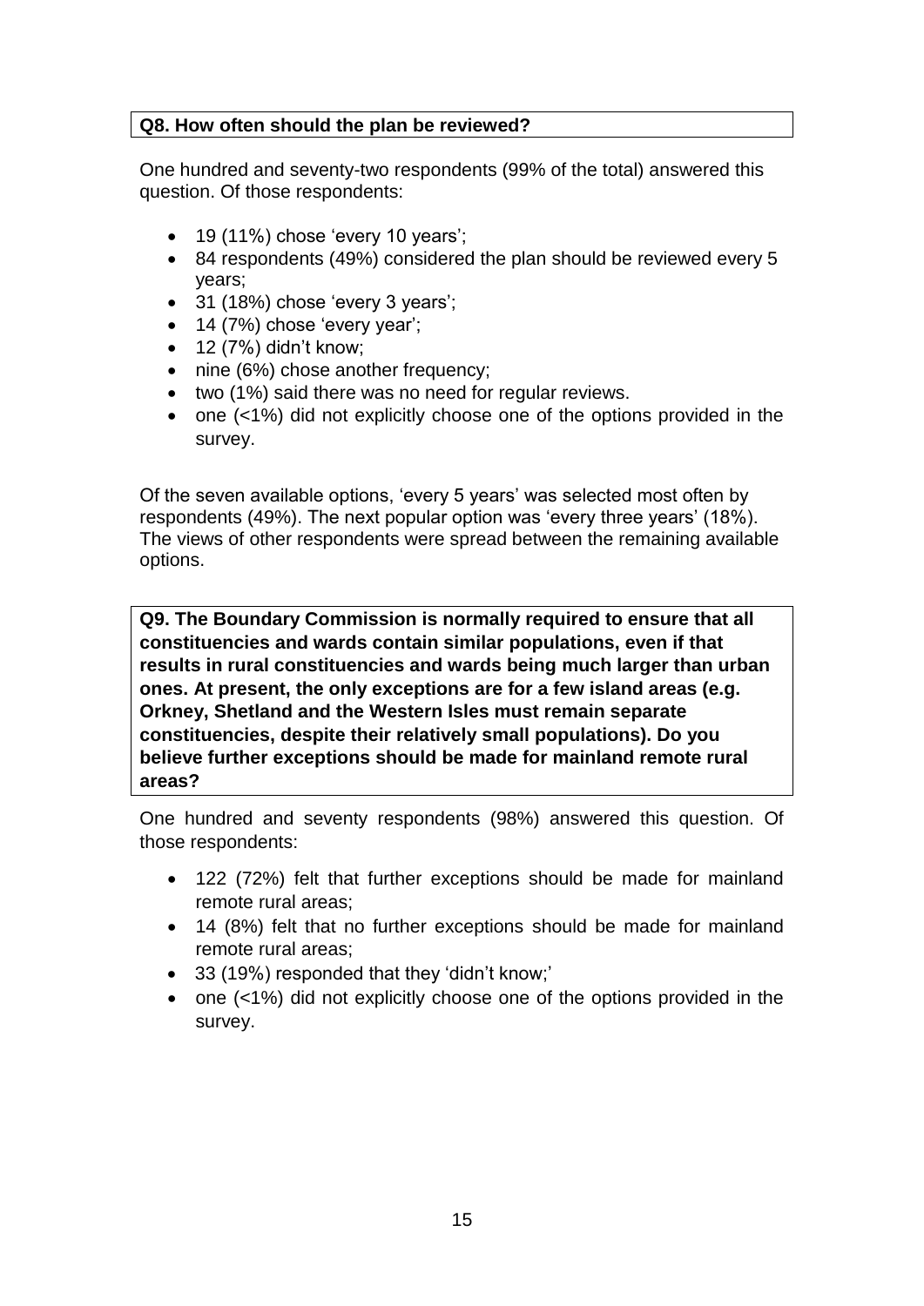**Q8. How often should the plan be reviewed?**

One hundred and seventy-two respondents (99% of the total) answered this question. Of those respondents:

- 19 (11%) chose 'every 10 years';
- 84 respondents (49%) considered the plan should be reviewed every 5 years;
- 31 (18%) chose 'every 3 years';
- 14 (7%) chose 'every year';
- 12 (7%) didn't know;
- nine (6%) chose another frequency;
- two (1%) said there was no need for regular reviews.
- one (<1%) did not explicitly choose one of the options provided in the survey.

Of the seven available options, 'every 5 years' was selected most often by respondents (49%). The next popular option was 'every three years' (18%). The views of other respondents were spread between the remaining available options.

**Q9. The Boundary Commission is normally required to ensure that all constituencies and wards contain similar populations, even if that results in rural constituencies and wards being much larger than urban ones. At present, the only exceptions are for a few island areas (e.g. Orkney, Shetland and the Western Isles must remain separate constituencies, despite their relatively small populations). Do you believe further exceptions should be made for mainland remote rural areas?**

One hundred and seventy respondents (98%) answered this question. Of those respondents:

- 122 (72%) felt that further exceptions should be made for mainland remote rural areas;
- 14 (8%) felt that no further exceptions should be made for mainland remote rural areas;
- 33 (19%) responded that they 'didn't know;'
- one (<1%) did not explicitly choose one of the options provided in the survey.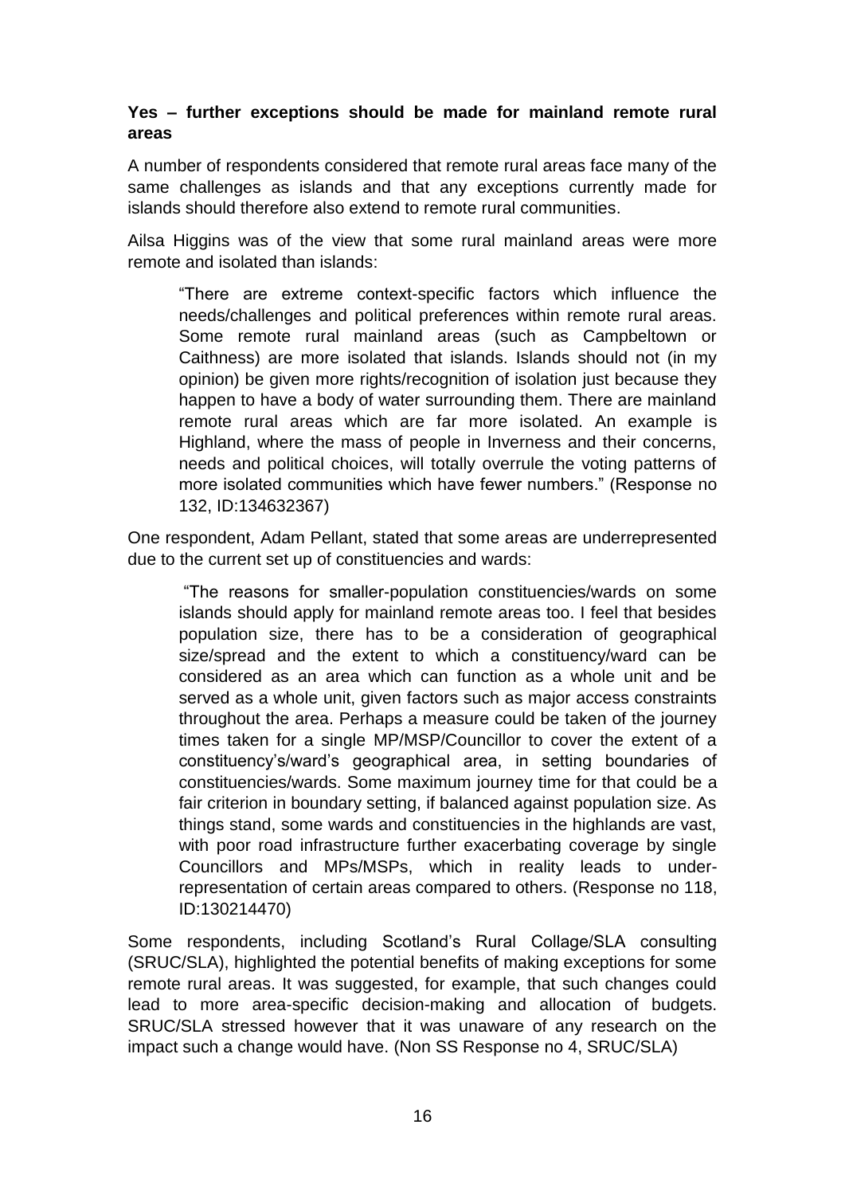**Yes – further exceptions should be made for mainland remote rural areas**

A number of respondents considered that remote rural areas face many of the same challenges as islands and that any exceptions currently made for islands should therefore also extend to remote rural communities.

Ailsa Higgins was of the view that some rural mainland areas were more remote and isolated than islands:

> "There are extreme context-specific factors which influence the needs/challenges and political preferences within remote rural areas. Some remote rural mainland areas (such as Campbeltown or Caithness) are more isolated that islands. Islands should not (in my opinion) be given more rights/recognition of isolation just because they happen to have a body of water surrounding them. There are mainland remote rural areas which are far more isolated. An example is Highland, where the mass of people in Inverness and their concerns, needs and political choices, will totally overrule the voting patterns of more isolated communities which have fewer numbers." (Response no 132, ID:134632367)

One respondent, Adam Pellant, stated that some areas are underrepresented due to the current set up of constituencies and wards:

> "The reasons for smaller-population constituencies/wards on some islands should apply for mainland remote areas too. I feel that besides population size, there has to be a consideration of geographical size/spread and the extent to which a constituency/ward can be considered as an area which can function as a whole unit and be served as a whole unit, given factors such as major access constraints throughout the area. Perhaps a measure could be taken of the journey times taken for a single MP/MSP/Councillor to cover the extent of a constituency's/ward's geographical area, in setting boundaries of constituencies/wards. Some maximum journey time for that could be a fair criterion in boundary setting, if balanced against population size. As things stand, some wards and constituencies in the highlands are vast, with poor road infrastructure further exacerbating coverage by single Councillors and MPs/MSPs, which in reality leads to under-representation of certain areas compared to others. (Response no 118, ID:130214470)

Some respondents, including Scotland's Rural Collage/SLA consulting (SRUC/SLA), highlighted the potential benefits of making exceptions for some remote rural areas. It was suggested, for example, that such changes could lead to more area-specific decision-making and allocation of budgets. SRUC/SLA stressed however that it was unaware of any research on the impact such a change would have. (Non SS Response no 4, SRUC/SLA)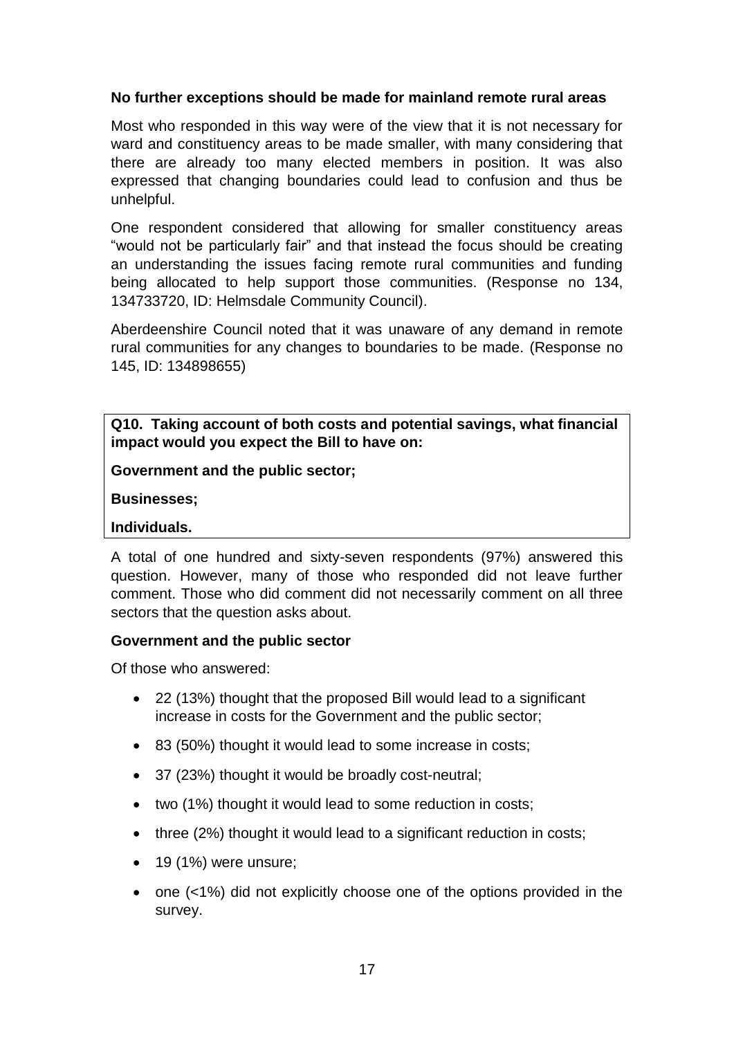**No further exceptions should be made for mainland remote rural areas**

Most who responded in this way were of the view that it is not necessary for ward and constituency areas to be made smaller, with many considering that there are already too many elected members in position. It was also expressed that changing boundaries could lead to confusion and thus be unhelpful.

One respondent considered that allowing for smaller constituency areas "would not be particularly fair" and that instead the focus should be creating an understanding the issues facing remote rural communities and funding being allocated to help support those communities. (Response no 134, 134733720, ID: Helmsdale Community Council).

Aberdeenshire Council noted that it was unaware of any demand in remote rural communities for any changes to boundaries to be made. (Response no 145, ID: 134898655)

**Q10. Taking account of both costs and potential savings, what financial impact would you expect the Bill to have on:**

**Government and the public sector;**

**Businesses;**

**Individuals.**

A total of one hundred and sixty-seven respondents (97%) answered this question. However, many of those who responded did not leave further comment. Those who did comment did not necessarily comment on all three sectors that the question asks about.

**Government and the public sector**

Of those who answered:

- 22 (13%) thought that the proposed Bill would lead to a significant increase in costs for the Government and the public sector;
- 83 (50%) thought it would lead to some increase in costs;
- 37 (23%) thought it would be broadly cost-neutral;
- two (1%) thought it would lead to some reduction in costs;
- three (2%) thought it would lead to a significant reduction in costs;
- 19 (1%) were unsure;
- one (<1%) did not explicitly choose one of the options provided in the survey.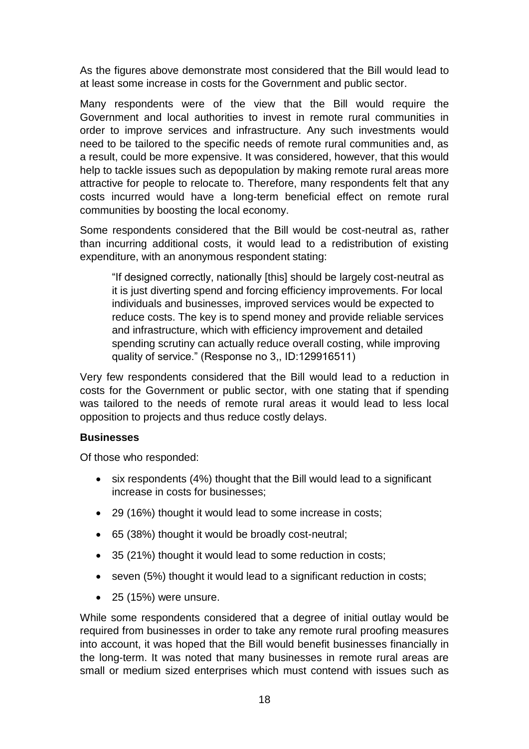As the figures above demonstrate most considered that the Bill would lead to at least some increase in costs for the Government and public sector.

Many respondents were of the view that the Bill would require the Government and local authorities to invest in remote rural communities in order to improve services and infrastructure. Any such investments would need to be tailored to the specific needs of remote rural communities and, as a result, could be more expensive. It was considered, however, that this would help to tackle issues such as depopulation by making remote rural areas more attractive for people to relocate to. Therefore, many respondents felt that any costs incurred would have a long-term beneficial effect on remote rural communities by boosting the local economy.

Some respondents considered that the Bill would be cost-neutral as, rather than incurring additional costs, it would lead to a redistribution of existing expenditure, with an anonymous respondent stating:

> "If designed correctly, nationally [this] should be largely cost-neutral as it is just diverting spend and forcing efficiency improvements. For local individuals and businesses, improved services would be expected to reduce costs. The key is to spend money and provide reliable services and infrastructure, which with efficiency improvement and detailed spending scrutiny can actually reduce overall costing, while improving quality of service." (Response no 3,, ID:129916511)

Very few respondents considered that the Bill would lead to a reduction in costs for the Government or public sector, with one stating that if spending was tailored to the needs of remote rural areas it would lead to less local opposition to projects and thus reduce costly delays.

**Businesses**

Of those who responded:

- six respondents (4%) thought that the Bill would lead to a significant increase in costs for businesses;
- 29 (16%) thought it would lead to some increase in costs;
- 65 (38%) thought it would be broadly cost-neutral;
- 35 (21%) thought it would lead to some reduction in costs;
- seven (5%) thought it would lead to a significant reduction in costs;
- 25 (15%) were unsure.

While some respondents considered that a degree of initial outlay would be required from businesses in order to take any remote rural proofing measures into account, it was hoped that the Bill would benefit businesses financially in the long-term. It was noted that many businesses in remote rural areas are small or medium sized enterprises which must contend with issues such as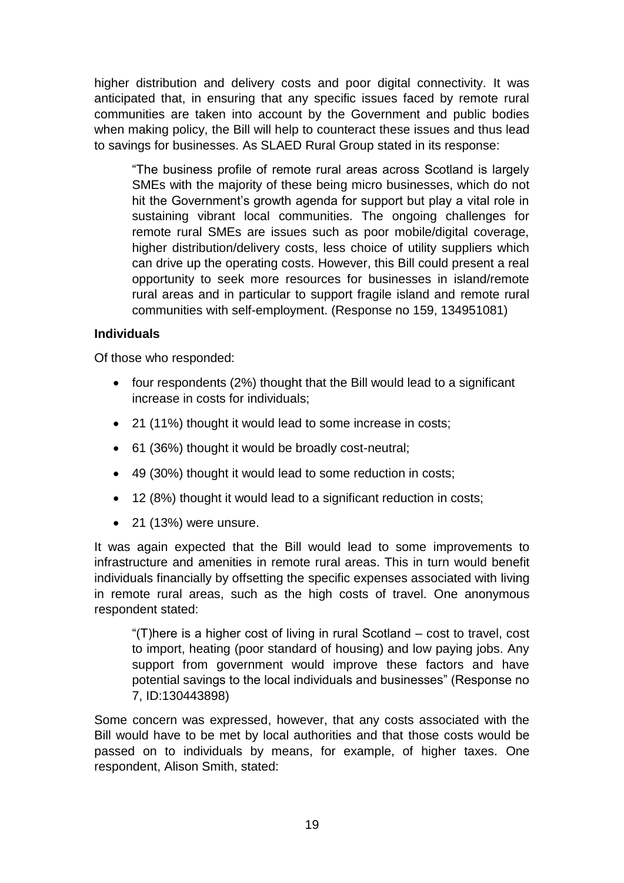higher distribution and delivery costs and poor digital connectivity. It was anticipated that, in ensuring that any specific issues faced by remote rural communities are taken into account by the Government and public bodies when making policy, the Bill will help to counteract these issues and thus lead to savings for businesses. As SLAED Rural Group stated in its response:

> "The business profile of remote rural areas across Scotland is largely SMEs with the majority of these being micro businesses, which do not hit the Government's growth agenda for support but play a vital role in sustaining vibrant local communities. The ongoing challenges for remote rural SMEs are issues such as poor mobile/digital coverage, higher distribution/delivery costs, less choice of utility suppliers which can drive up the operating costs. However, this Bill could present a real opportunity to seek more resources for businesses in island/remote rural areas and in particular to support fragile island and remote rural communities with self-employment. (Response no 159, 134951081)

**Individuals**

Of those who responded:

- four respondents (2%) thought that the Bill would lead to a significant increase in costs for individuals;
- 21 (11%) thought it would lead to some increase in costs;
- 61 (36%) thought it would be broadly cost-neutral;
- 49 (30%) thought it would lead to some reduction in costs;
- 12 (8%) thought it would lead to a significant reduction in costs;
- 21 (13%) were unsure.

It was again expected that the Bill would lead to some improvements to infrastructure and amenities in remote rural areas. This in turn would benefit individuals financially by offsetting the specific expenses associated with living in remote rural areas, such as the high costs of travel. One anonymous respondent stated:

> "(T)here is a higher cost of living in rural Scotland – cost to travel, cost to import, heating (poor standard of housing) and low paying jobs. Any support from government would improve these factors and have potential savings to the local individuals and businesses" (Response no 7, ID:130443898)

Some concern was expressed, however, that any costs associated with the Bill would have to be met by local authorities and that those costs would be passed on to individuals by means, for example, of higher taxes. One respondent, Alison Smith, stated: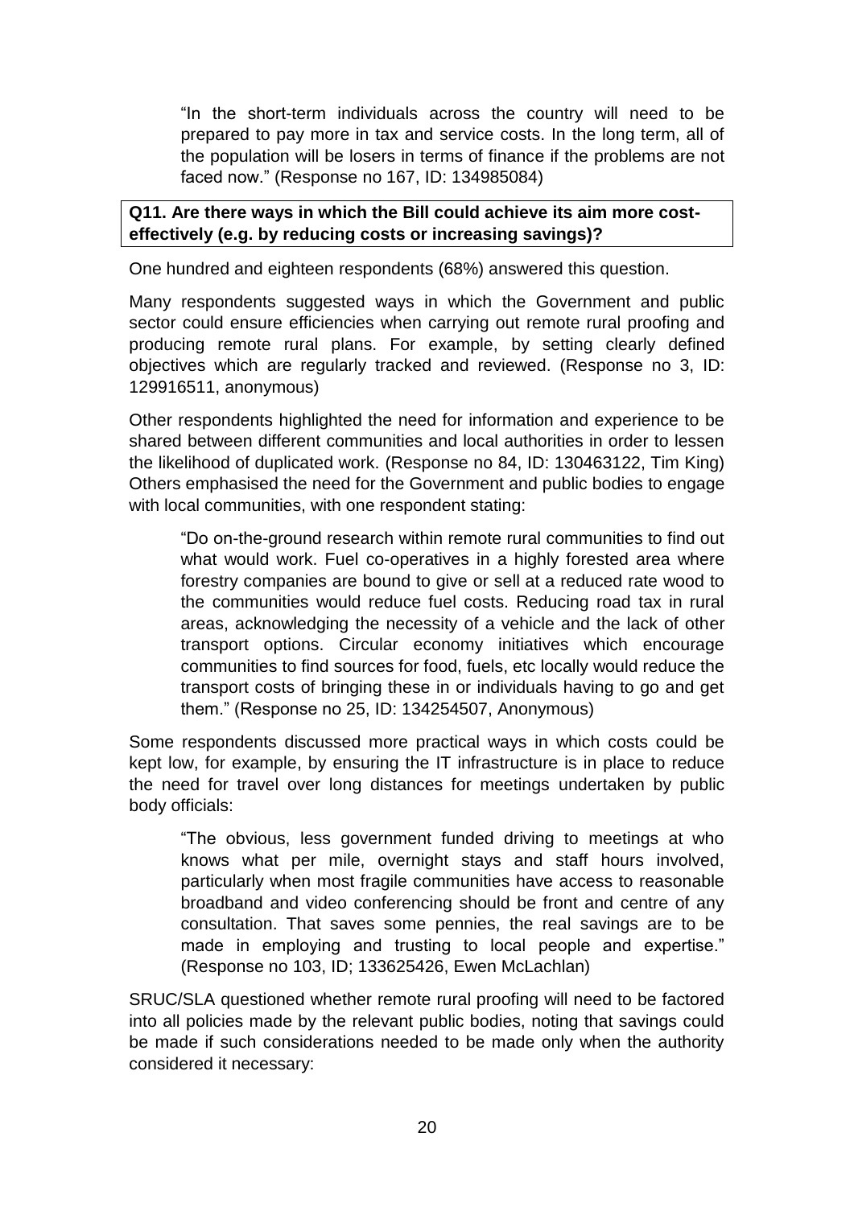> "In the short-term individuals across the country will need to be prepared to pay more in tax and service costs. In the long term, all of the population will be losers in terms of finance if the problems are not faced now." (Response no 167, ID: 134985084)

**Q11. Are there ways in which the Bill could achieve its aim more cost-effectively (e.g. by reducing costs or increasing savings)?**

One hundred and eighteen respondents (68%) answered this question.

Many respondents suggested ways in which the Government and public sector could ensure efficiencies when carrying out remote rural proofing and producing remote rural plans. For example, by setting clearly defined objectives which are regularly tracked and reviewed. (Response no 3, ID: 129916511, anonymous)

Other respondents highlighted the need for information and experience to be shared between different communities and local authorities in order to lessen the likelihood of duplicated work. (Response no 84, ID: 130463122, Tim King) Others emphasised the need for the Government and public bodies to engage with local communities, with one respondent stating:

> "Do on-the-ground research within remote rural communities to find out what would work. Fuel co-operatives in a highly forested area where forestry companies are bound to give or sell at a reduced rate wood to the communities would reduce fuel costs. Reducing road tax in rural areas, acknowledging the necessity of a vehicle and the lack of other transport options. Circular economy initiatives which encourage communities to find sources for food, fuels, etc locally would reduce the transport costs of bringing these in or individuals having to go and get them." (Response no 25, ID: 134254507, Anonymous)

Some respondents discussed more practical ways in which costs could be kept low, for example, by ensuring the IT infrastructure is in place to reduce the need for travel over long distances for meetings undertaken by public body officials:

> "The obvious, less government funded driving to meetings at who knows what per mile, overnight stays and staff hours involved, particularly when most fragile communities have access to reasonable broadband and video conferencing should be front and centre of any consultation. That saves some pennies, the real savings are to be made in employing and trusting to local people and expertise." (Response no 103, ID; 133625426, Ewen McLachlan)

SRUC/SLA questioned whether remote rural proofing will need to be factored into all policies made by the relevant public bodies, noting that savings could be made if such considerations needed to be made only when the authority considered it necessary: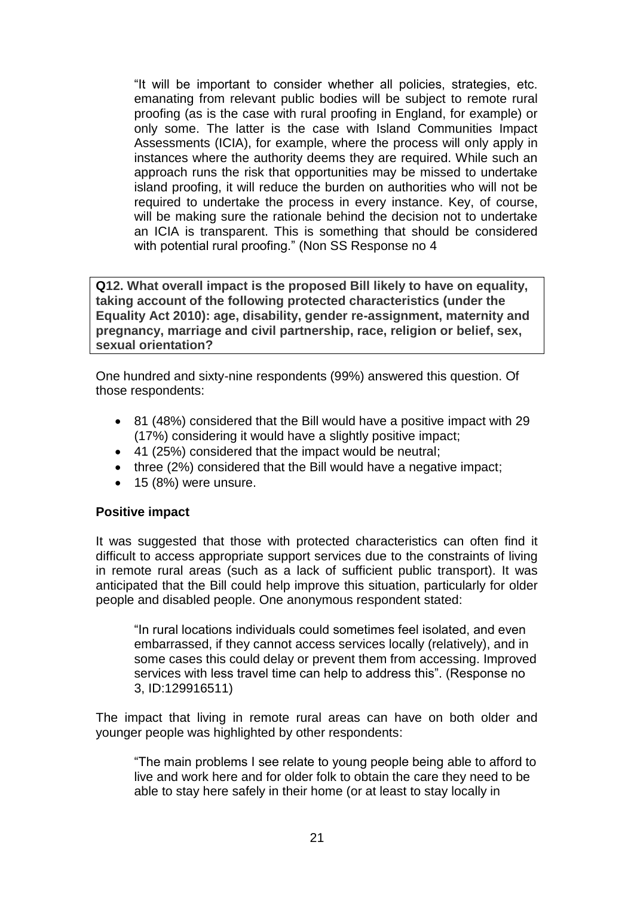> "It will be important to consider whether all policies, strategies, etc. emanating from relevant public bodies will be subject to remote rural proofing (as is the case with rural proofing in England, for example) or only some. The latter is the case with Island Communities Impact Assessments (ICIA), for example, where the process will only apply in instances where the authority deems they are required. While such an approach runs the risk that opportunities may be missed to undertake island proofing, it will reduce the burden on authorities who will not be required to undertake the process in every instance. Key, of course, will be making sure the rationale behind the decision not to undertake an ICIA is transparent. This is something that should be considered with potential rural proofing." (Non SS Response no 4

**Q12. What overall impact is the proposed Bill likely to have on equality, taking account of the following protected characteristics (under the Equality Act 2010): age, disability, gender re-assignment, maternity and pregnancy, marriage and civil partnership, race, religion or belief, sex, sexual orientation?**

One hundred and sixty-nine respondents (99%) answered this question. Of those respondents:

- 81 (48%) considered that the Bill would have a positive impact with 29 (17%) considering it would have a slightly positive impact;
- 41 (25%) considered that the impact would be neutral;
- three (2%) considered that the Bill would have a negative impact;
- 15 (8%) were unsure.

**Positive impact**

It was suggested that those with protected characteristics can often find it difficult to access appropriate support services due to the constraints of living in remote rural areas (such as a lack of sufficient public transport). It was anticipated that the Bill could help improve this situation, particularly for older people and disabled people. One anonymous respondent stated:

> "In rural locations individuals could sometimes feel isolated, and even embarrassed, if they cannot access services locally (relatively), and in some cases this could delay or prevent them from accessing. Improved services with less travel time can help to address this". (Response no 3, ID:129916511)

The impact that living in remote rural areas can have on both older and younger people was highlighted by other respondents:

> "The main problems I see relate to young people being able to afford to live and work here and for older folk to obtain the care they need to be able to stay here safely in their home (or at least to stay locally in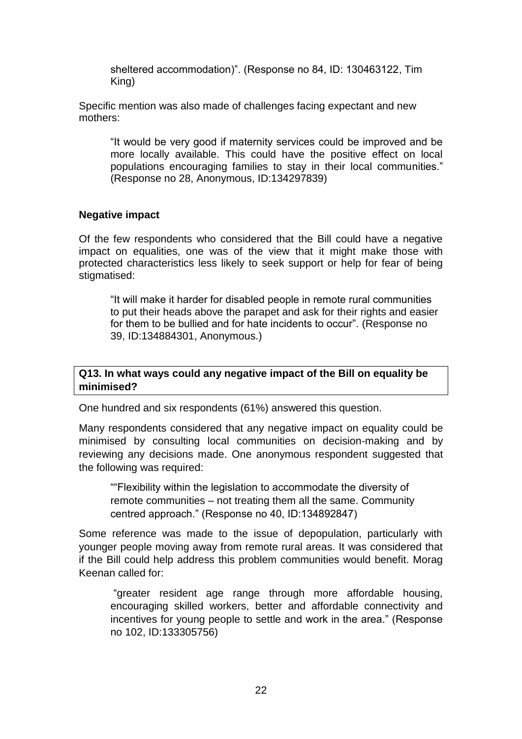> sheltered accommodation)". (Response no 84, ID: 130463122, Tim King)

Specific mention was also made of challenges facing expectant and new mothers:

> "It would be very good if maternity services could be improved and be more locally available. This could have the positive effect on local populations encouraging families to stay in their local communities." (Response no 28, Anonymous, ID:134297839)

**Negative impact**

Of the few respondents who considered that the Bill could have a negative impact on equalities, one was of the view that it might make those with protected characteristics less likely to seek support or help for fear of being stigmatised:

> "It will make it harder for disabled people in remote rural communities to put their heads above the parapet and ask for their rights and easier for them to be bullied and for hate incidents to occur". (Response no 39, ID:134884301, Anonymous.)

**Q13. In what ways could any negative impact of the Bill on equality be minimised?**

One hundred and six respondents (61%) answered this question.

Many respondents considered that any negative impact on equality could be minimised by consulting local communities on decision-making and by reviewing any decisions made. One anonymous respondent suggested that the following was required:

> ""Flexibility within the legislation to accommodate the diversity of remote communities – not treating them all the same. Community centred approach." (Response no 40, ID:134892847)

Some reference was made to the issue of depopulation, particularly with younger people moving away from remote rural areas. It was considered that if the Bill could help address this problem communities would benefit. Morag Keenan called for:

> "greater resident age range through more affordable housing, encouraging skilled workers, better and affordable connectivity and incentives for young people to settle and work in the area." (Response no 102, ID:133305756)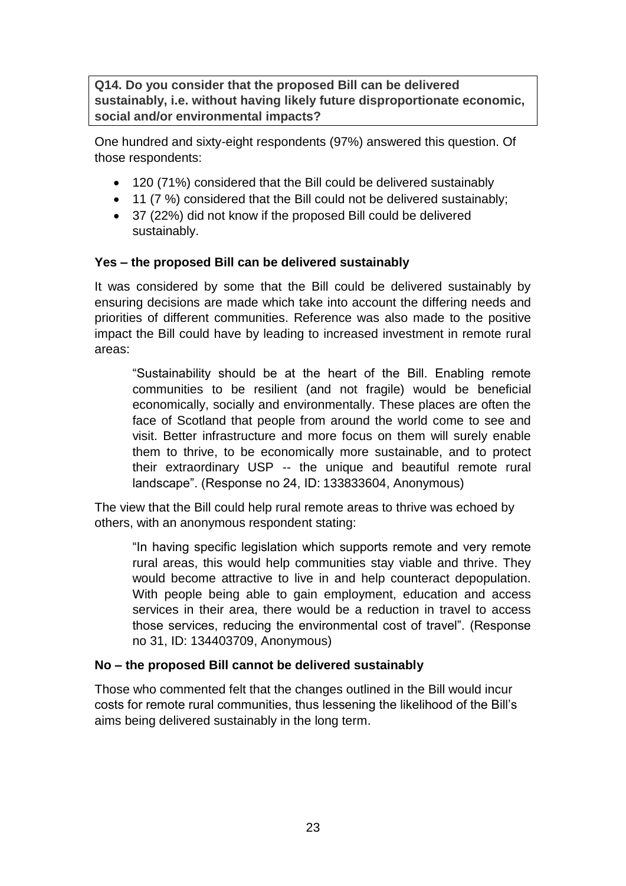**Q14. Do you consider that the proposed Bill can be delivered sustainably, i.e. without having likely future disproportionate economic, social and/or environmental impacts?**

One hundred and sixty-eight respondents (97%) answered this question. Of those respondents:

- 120 (71%) considered that the Bill could be delivered sustainably
- 11 (7 %) considered that the Bill could not be delivered sustainably;
- 37 (22%) did not know if the proposed Bill could be delivered sustainably.

**Yes – the proposed Bill can be delivered sustainably**

It was considered by some that the Bill could be delivered sustainably by ensuring decisions are made which take into account the differing needs and priorities of different communities. Reference was also made to the positive impact the Bill could have by leading to increased investment in remote rural areas:

> "Sustainability should be at the heart of the Bill. Enabling remote communities to be resilient (and not fragile) would be beneficial economically, socially and environmentally. These places are often the face of Scotland that people from around the world come to see and visit. Better infrastructure and more focus on them will surely enable them to thrive, to be economically more sustainable, and to protect their extraordinary USP -- the unique and beautiful remote rural landscape". (Response no 24, ID: 133833604, Anonymous)

The view that the Bill could help rural remote areas to thrive was echoed by others, with an anonymous respondent stating:

> "In having specific legislation which supports remote and very remote rural areas, this would help communities stay viable and thrive. They would become attractive to live in and help counteract depopulation. With people being able to gain employment, education and access services in their area, there would be a reduction in travel to access those services, reducing the environmental cost of travel". (Response no 31, ID: 134403709, Anonymous)

**No – the proposed Bill cannot be delivered sustainably**

Those who commented felt that the changes outlined in the Bill would incur costs for remote rural communities, thus lessening the likelihood of the Bill's aims being delivered sustainably in the long term.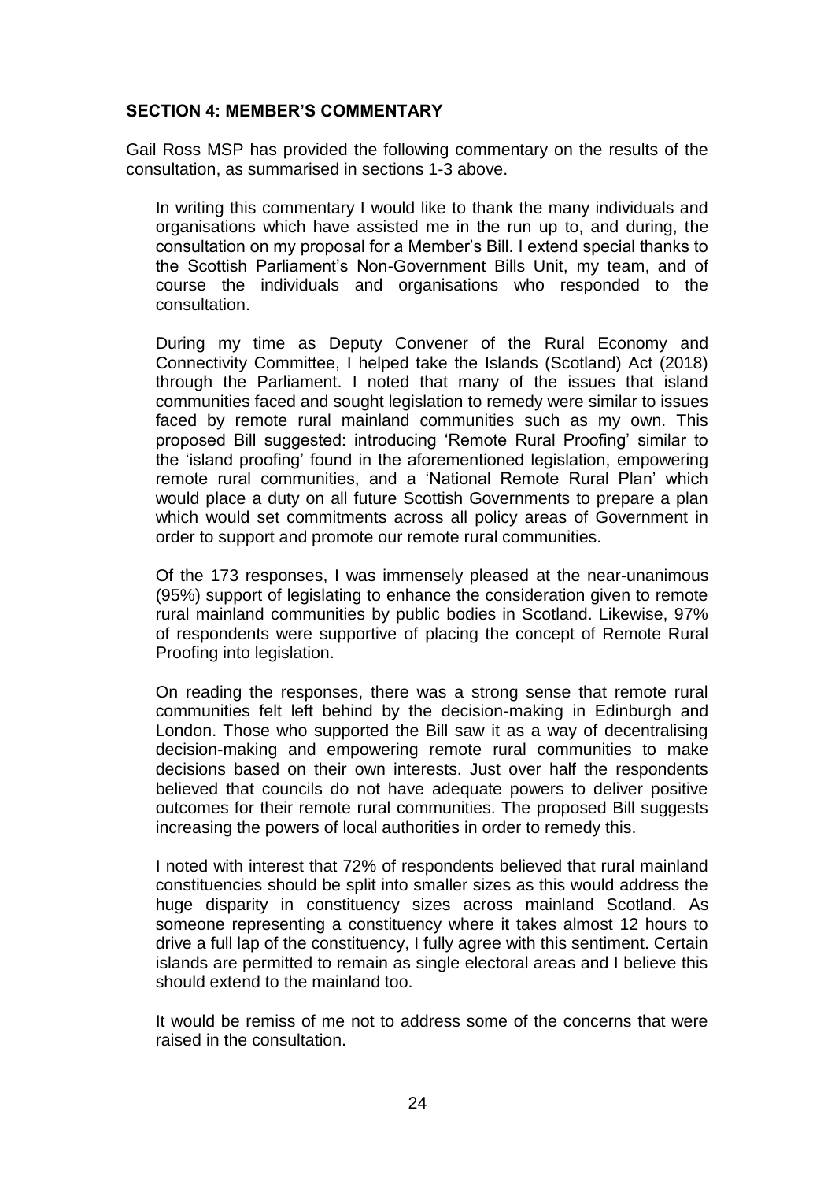## SECTION 4: MEMBER'S COMMENTARY

Gail Ross MSP has provided the following commentary on the results of the consultation, as summarised in sections 1-3 above.

> In writing this commentary I would like to thank the many individuals and organisations which have assisted me in the run up to, and during, the consultation on my proposal for a Member's Bill. I extend special thanks to the Scottish Parliament's Non-Government Bills Unit, my team, and of course the individuals and organisations who responded to the consultation.
>
> During my time as Deputy Convener of the Rural Economy and Connectivity Committee, I helped take the Islands (Scotland) Act (2018) through the Parliament. I noted that many of the issues that island communities faced and sought legislation to remedy were similar to issues faced by remote rural mainland communities such as my own. This proposed Bill suggested: introducing 'Remote Rural Proofing' similar to the 'island proofing' found in the aforementioned legislation, empowering remote rural communities, and a 'National Remote Rural Plan' which would place a duty on all future Scottish Governments to prepare a plan which would set commitments across all policy areas of Government in order to support and promote our remote rural communities.
>
> Of the 173 responses, I was immensely pleased at the near-unanimous (95%) support of legislating to enhance the consideration given to remote rural mainland communities by public bodies in Scotland. Likewise, 97% of respondents were supportive of placing the concept of Remote Rural Proofing into legislation.
>
> On reading the responses, there was a strong sense that remote rural communities felt left behind by the decision-making in Edinburgh and London. Those who supported the Bill saw it as a way of decentralising decision-making and empowering remote rural communities to make decisions based on their own interests. Just over half the respondents believed that councils do not have adequate powers to deliver positive outcomes for their remote rural communities. The proposed Bill suggests increasing the powers of local authorities in order to remedy this.
>
> I noted with interest that 72% of respondents believed that rural mainland constituencies should be split into smaller sizes as this would address the huge disparity in constituency sizes across mainland Scotland. As someone representing a constituency where it takes almost 12 hours to drive a full lap of the constituency, I fully agree with this sentiment. Certain islands are permitted to remain as single electoral areas and I believe this should extend to the mainland too.
>
> It would be remiss of me not to address some of the concerns that were raised in the consultation.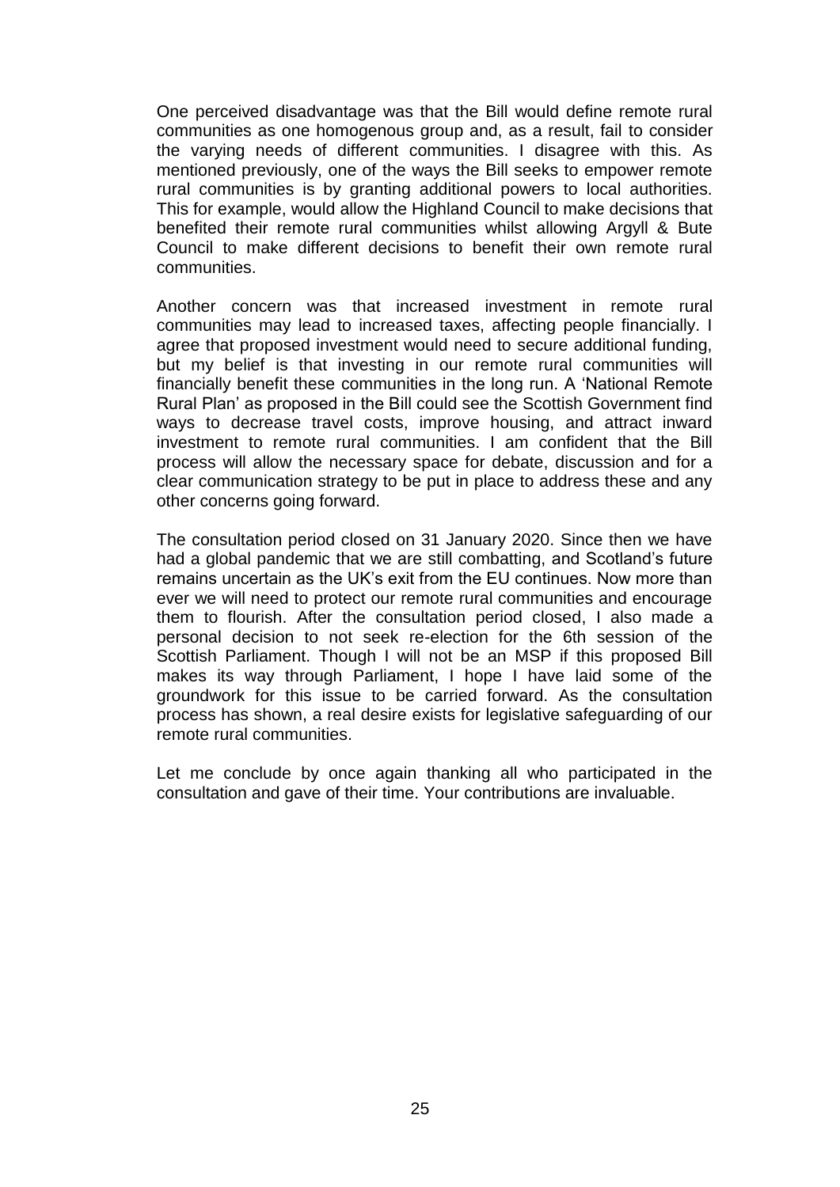One perceived disadvantage was that the Bill would define remote rural communities as one homogenous group and, as a result, fail to consider the varying needs of different communities. I disagree with this. As mentioned previously, one of the ways the Bill seeks to empower remote rural communities is by granting additional powers to local authorities. This for example, would allow the Highland Council to make decisions that benefited their remote rural communities whilst allowing Argyll & Bute Council to make different decisions to benefit their own remote rural communities.

Another concern was that increased investment in remote rural communities may lead to increased taxes, affecting people financially. I agree that proposed investment would need to secure additional funding, but my belief is that investing in our remote rural communities will financially benefit these communities in the long run. A 'National Remote Rural Plan' as proposed in the Bill could see the Scottish Government find ways to decrease travel costs, improve housing, and attract inward investment to remote rural communities. I am confident that the Bill process will allow the necessary space for debate, discussion and for a clear communication strategy to be put in place to address these and any other concerns going forward.

The consultation period closed on 31 January 2020. Since then we have had a global pandemic that we are still combatting, and Scotland's future remains uncertain as the UK's exit from the EU continues. Now more than ever we will need to protect our remote rural communities and encourage them to flourish. After the consultation period closed, I also made a personal decision to not seek re-election for the 6th session of the Scottish Parliament. Though I will not be an MSP if this proposed Bill makes its way through Parliament, I hope I have laid some of the groundwork for this issue to be carried forward. As the consultation process has shown, a real desire exists for legislative safeguarding of our remote rural communities.

Let me conclude by once again thanking all who participated in the consultation and gave of their time. Your contributions are invaluable.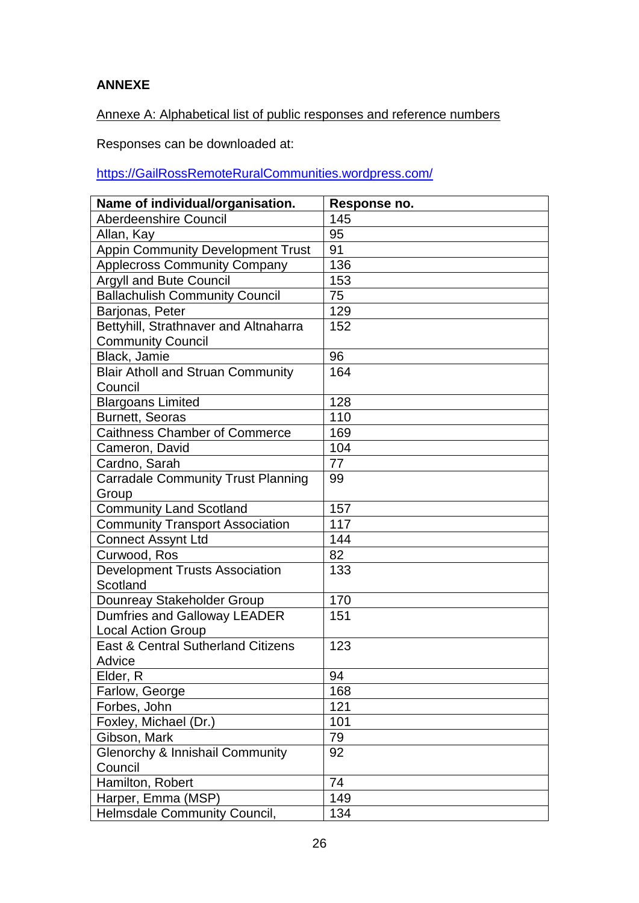**ANNEXE**

Annexe A: Alphabetical list of public responses and reference numbers

Responses can be downloaded at:

https://GailRossRemoteRuralCommunities.wordpress.com/

| Name of individual/organisation. | Response no. |
|---|---|
| Aberdeenshire Council | 145 |
| Allan, Kay | 95 |
| Appin Community Development Trust | 91 |
| Applecross Community Company | 136 |
| Argyll and Bute Council | 153 |
| Ballachulish Community Council | 75 |
| Barjonas, Peter | 129 |
| Bettyhill, Strathnaver and Altnaharra Community Council | 152 |
| Black, Jamie | 96 |
| Blair Atholl and Struan Community Council | 164 |
| Blargoans Limited | 128 |
| Burnett, Seoras | 110 |
| Caithness Chamber of Commerce | 169 |
| Cameron, David | 104 |
| Cardno, Sarah | 77 |
| Carradale Community Trust Planning Group | 99 |
| Community Land Scotland | 157 |
| Community Transport Association | 117 |
| Connect Assynt Ltd | 144 |
| Curwood, Ros | 82 |
| Development Trusts Association Scotland | 133 |
| Dounreay Stakeholder Group | 170 |
| Dumfries and Galloway LEADER Local Action Group | 151 |
| East & Central Sutherland Citizens Advice | 123 |
| Elder, R | 94 |
| Farlow, George | 168 |
| Forbes, John | 121 |
| Foxley, Michael (Dr.) | 101 |
| Gibson, Mark | 79 |
| Glenorchy & Innishail Community Council | 92 |
| Hamilton, Robert | 74 |
| Harper, Emma (MSP) | 149 |
| Helmsdale Community Council, | 134 |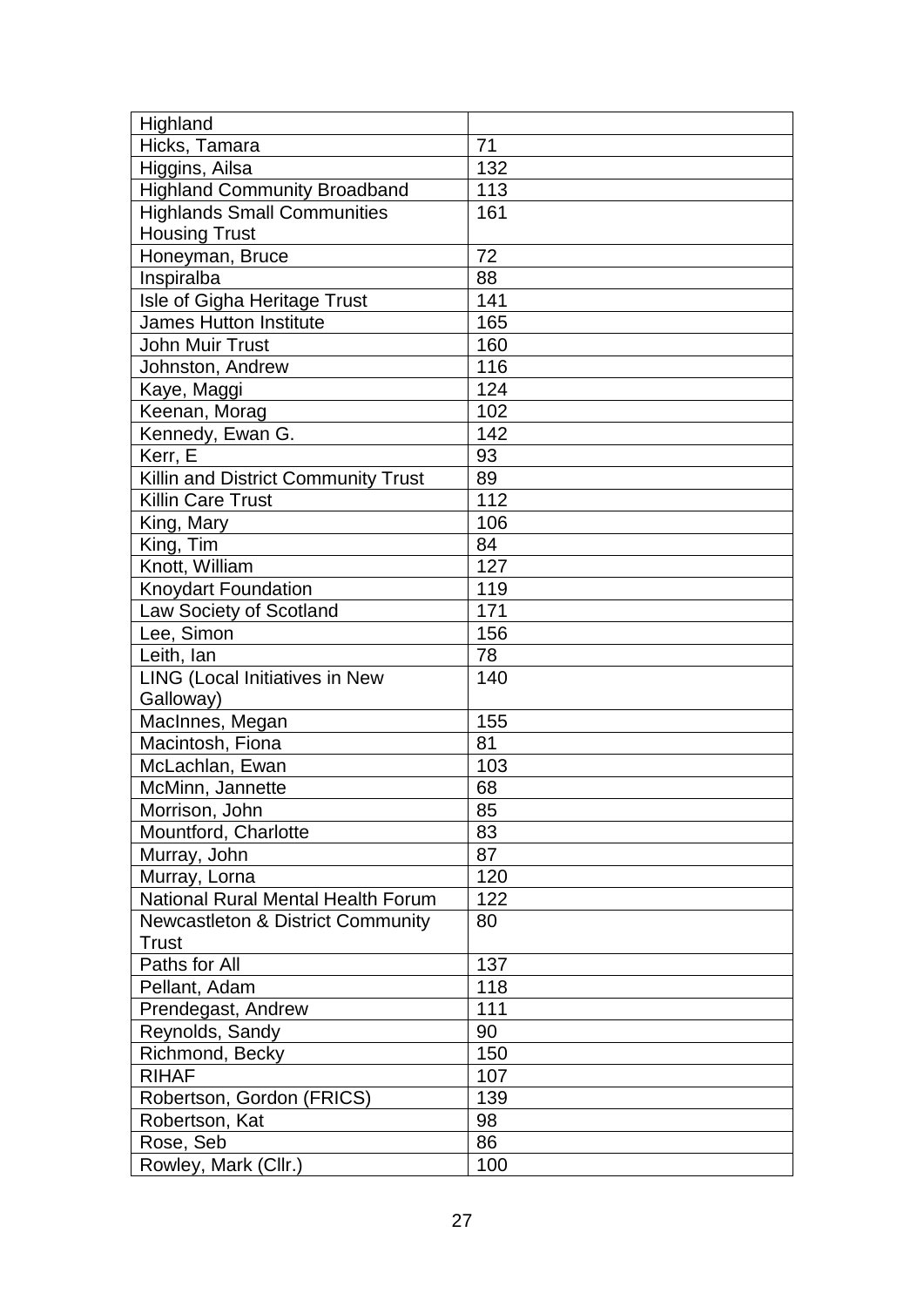| Highland | |
|---|---|
| Hicks, Tamara | 71 |
| Higgins, Ailsa | 132 |
| Highland Community Broadband | 113 |
| Highlands Small Communities Housing Trust | 161 |
| Honeyman, Bruce | 72 |
| Inspiralba | 88 |
| Isle of Gigha Heritage Trust | 141 |
| James Hutton Institute | 165 |
| John Muir Trust | 160 |
| Johnston, Andrew | 116 |
| Kaye, Maggi | 124 |
| Keenan, Morag | 102 |
| Kennedy, Ewan G. | 142 |
| Kerr, E | 93 |
| Killin and District Community Trust | 89 |
| Killin Care Trust | 112 |
| King, Mary | 106 |
| King, Tim | 84 |
| Knott, William | 127 |
| Knoydart Foundation | 119 |
| Law Society of Scotland | 171 |
| Lee, Simon | 156 |
| Leith, Ian | 78 |
| LING (Local Initiatives in New Galloway) | 140 |
| MacInnes, Megan | 155 |
| Macintosh, Fiona | 81 |
| McLachlan, Ewan | 103 |
| McMinn, Jannette | 68 |
| Morrison, John | 85 |
| Mountford, Charlotte | 83 |
| Murray, John | 87 |
| Murray, Lorna | 120 |
| National Rural Mental Health Forum | 122 |
| Newcastleton & District Community Trust | 80 |
| Paths for All | 137 |
| Pellant, Adam | 118 |
| Prendegast, Andrew | 111 |
| Reynolds, Sandy | 90 |
| Richmond, Becky | 150 |
| RIHAF | 107 |
| Robertson, Gordon (FRICS) | 139 |
| Robertson, Kat | 98 |
| Rose, Seb | 86 |
| Rowley, Mark (Cllr.) | 100 |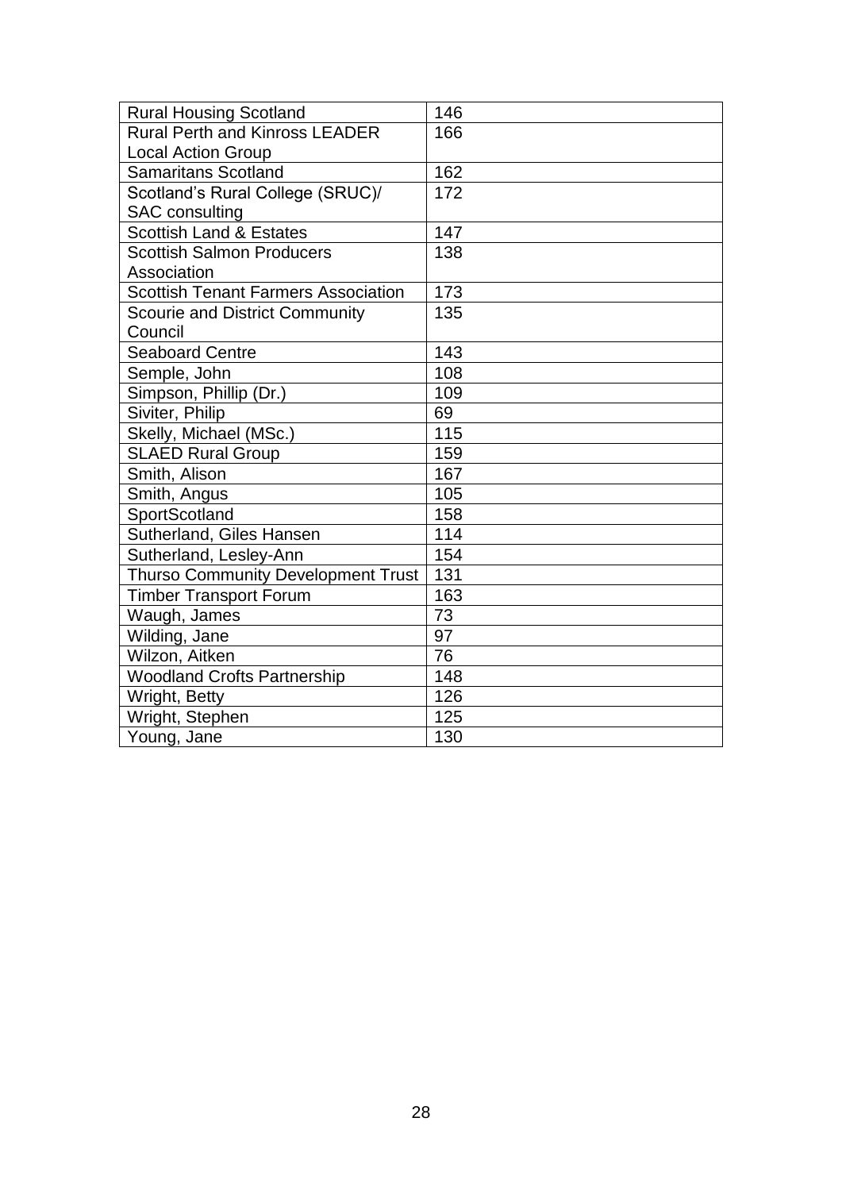| | |
|---|---|
| Rural Housing Scotland | 146 |
| Rural Perth and Kinross LEADER Local Action Group | 166 |
| Samaritans Scotland | 162 |
| Scotland's Rural College (SRUC)/ SAC consulting | 172 |
| Scottish Land & Estates | 147 |
| Scottish Salmon Producers Association | 138 |
| Scottish Tenant Farmers Association | 173 |
| Scourie and District Community Council | 135 |
| Seaboard Centre | 143 |
| Semple, John | 108 |
| Simpson, Phillip (Dr.) | 109 |
| Siviter, Philip | 69 |
| Skelly, Michael (MSc.) | 115 |
| SLAED Rural Group | 159 |
| Smith, Alison | 167 |
| Smith, Angus | 105 |
| SportScotland | 158 |
| Sutherland, Giles Hansen | 114 |
| Sutherland, Lesley-Ann | 154 |
| Thurso Community Development Trust | 131 |
| Timber Transport Forum | 163 |
| Waugh, James | 73 |
| Wilding, Jane | 97 |
| Wilzon, Aitken | 76 |
| Woodland Crofts Partnership | 148 |
| Wright, Betty | 126 |
| Wright, Stephen | 125 |
| Young, Jane | 130 |